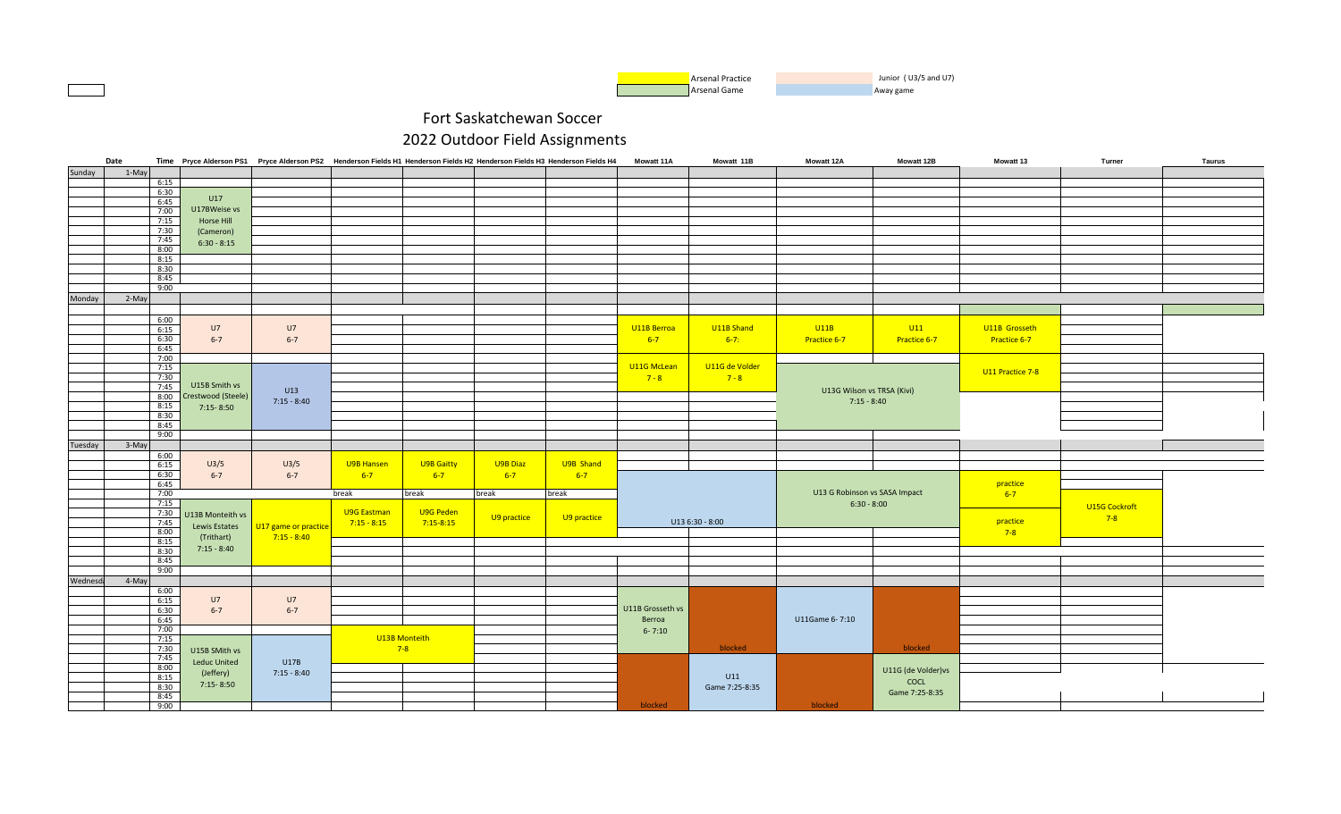| | |
|---|---|
| Arsenal Practice | Junior ( U3/5 and U7) |
| Arsenal Game | Away game |

# Fort Saskatchewan Soccer

## 2022 Outdoor Field Assignments

| | Date | Time | Pryce Alderson PS1 | Pryce Alderson PS2 | Henderson Fields H1 | Henderson Fields H2 | Henderson Fields H3 | Henderson Fields H4 | Mowatt 11A | Mowatt 11B | Mowatt 12A | Mowatt 12B | Mowatt 13 | Turner | Taurus |
|---|---|---|---|---|---|---|---|---|---|---|---|---|---|---|---|
| Sunday | 1-May | | | | | | | | | | | | | | |
| | | 6:15 | | | | | | | | | | | | | |
| | | 6:30 | U17 U17BWeise vs Horse Hill (Cameron) 6:30 - 8:15 | | | | | | | | | | | | |
| | | 6:45 – 8:00 | | | | | | | | | | | | | |
| | | 8:15 – 9:00 | | | | | | | | | | | | | |
| Monday | 2-May | | | | | | | | | | | | | | |
| | | 6:00 | | | | | | | | | | | | | |
| | | 6:15 | U7 6-7 | U7 6-7 | | | | | U11B Berroa 6-7 | U11B Shand 6-7: | U11B Practice 6-7 | U11 Practice 6-7 | U11B Grosseth Practice 6-7 | | |
| | | 7:00 | | | | | | | | | | | | | |
| | | 7:15 | U15B Smith vs Crestwood (Steele) 7:15- 8:50 | U13 7:15 - 8:40 | | | | | U11G McLean 7 - 8 | U11G de Volder 7 - 8 | U13G Wilson vs TRSA (Kivi) 7:15 - 8:40 | | U11 Practice 7-8 | | |
| | | 8:15 – 9:00 | | | | | | | | | | | | | |
| Tuesday | 3-May | | | | | | | | | | | | | | |
| | | 6:00 | | | | | | | | | | | | | |
| | | 6:15 | U3/5 6-7 | U3/5 6-7 | U9B Hansen 6-7 | U9B Gaitty 6-7 | U9B Diaz 6-7 | U9B Shand 6-7 | | | | | | | |
| | | 6:30 | | | | | | | U13 6:30 - 8:00 | | U13 G Robinson vs SASA Impact 6:30 - 8:00 | | practice 6-7 | | |
| | | 7:00 | | | break | break | break | break | | | | | | | |
| | | 7:15 | U13B Monteith vs Lewis Estates (Trithart) 7:15 - 8:40 | U17 game or practice 7:15 - 8:40 | U9G Eastman 7:15 - 8:15 | U9G Peden 7:15-8:15 | U9 practice | U9 practice | | | | | practice 7-8 | U15G Cockroft 7-8 | |
| | | 8:15 – 9:00 | | | | | | | | | | | | | |
| Wednesday | 4-May | | | | | | | | | | | | | | |
| | | 6:00 | | | | | | | | | | | | | |
| | | 6:15 | U7 6-7 | U7 6-7 | | | | | U11B Grosseth vs Berroa 6- 7:10 | blocked | U11Game 6- 7:10 | blocked | | | |
| | | 7:15 | U15B SMith vs Leduc United (Jeffery) 7:15- 8:50 | U17B 7:15 - 8:40 | U13B Monteith 7-8 | | | | | | | | | | |
| | | 7:45 – 9:00 | | | | | | | blocked | U11 Game 7:25-8:35 | blocked | U11G (de Volder)vs COCL Game 7:25-8:35 | | | |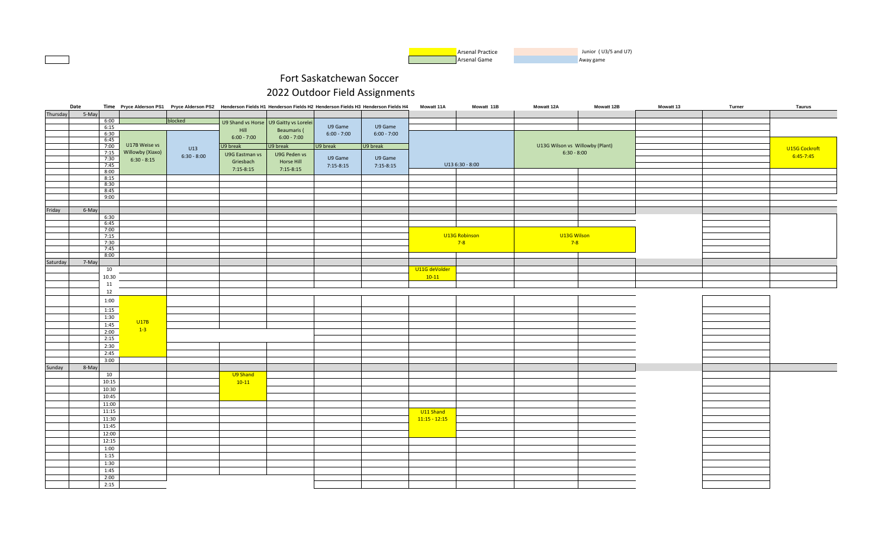| | Arsenal Practice | | Junior ( U3/5 and U7) |
|---|---|---|---|
| | Arsenal Game | | Away game |

# Fort Saskatchewan Soccer
## 2022 Outdoor Field Assignments

| Date | | Time | Pryce Alderson PS1 | Pryce Alderson PS2 | Henderson Fields H1 | Henderson Fields H2 | Henderson Fields H3 | Henderson Fields H4 | Mowatt 11A | Mowatt 11B | Mowatt 12A | Mowatt 12B | Mowatt 13 | Turner | Taurus |
|---|---|---|---|---|---|---|---|---|---|---|---|---|---|---|---|
| Thursday | 5-May | | | | | | | | | | | | | | |
| | | 6:00 | | blocked | U9 Shand vs Horse Hill 6:00 - 7:00 | U9 Gaitty vs Lorelei Beaumaris ( 6:00 - 7:00 | U9 Game 6:00 - 7:00 | U9 Game 6:00 - 7:00 | | | | | | | |
| | | 6:15 | | | | | | | | | | | | | |
| | | 6:30 | | U13 6:30 - 8:00 | | | | | U13 6:30 - 8:00 | | U13G Wilson vs Willowby (Plant) 6:30 - 8:00 | | | | |
| | | 6:45 | | | | | | | | | | | | | U15G Cockroft 6:45-7:45 |
| | | 7:00 | U17B Weise vs Willowby (Xiaxo) 6:30 - 8:15 | | U9 break | U9 break | U9 break | U9 break | | | | | | | |
| | | 7:15 | | | U9G Eastman vs Griesbach 7:15-8:15 | U9G Peden vs Horse Hill 7:15-8:15 | U9 Game 7:15-8:15 | U9 Game 7:15-8:15 | | | | | | | |
| | | 7:30 | | | | | | | | | | | | | |
| | | 7:45 | | | | | | | | | | | | | |
| | | 8:00 | | | | | | | | | | | | | |
| | | 8:15 | | | | | | | | | | | | | |
| | | 8:30 | | | | | | | | | | | | | |
| | | 8:45 | | | | | | | | | | | | | |
| | | 9:00 | | | | | | | | | | | | | |
| Friday | 6-May | | | | | | | | | | | | | | |
| | | 6:30 | | | | | | | | | | | | | |
| | | 6:45 | | | | | | | | | | | | | |
| | | 7:00 | | | | | | | U13G Robinson 7-8 | | U13G Wilson 7-8 | | | | |
| | | 7:15 | | | | | | | | | | | | | |
| | | 7:30 | | | | | | | | | | | | | |
| | | 7:45 | | | | | | | | | | | | | |
| | | 8:00 | | | | | | | | | | | | | |
| Saturday | 7-May | | | | | | | | | | | | | | |
| | | 10 | | | | | | | U11G deVolder 10-11 | | | | | | |
| | | 10.30 | | | | | | | | | | | | | |
| | | 11 | | | | | | | | | | | | | |
| | | 12 | | | | | | | | | | | | | |
| | | 1:00 | U17B 1-3 | | | | | | | | | | | | |
| | | 1:15 | | | | | | | | | | | | | |
| | | 1:30 | | | | | | | | | | | | | |
| | | 1:45 | | | | | | | | | | | | | |
| | | 2:00 | | | | | | | | | | | | | |
| | | 2:15 | | | | | | | | | | | | | |
| | | 2:30 | | | | | | | | | | | | | |
| | | 2:45 | | | | | | | | | | | | | |
| | | 3:00 | | | | | | | | | | | | | |
| Sunday | 8-May | | | | | | | | | | | | | | |
| | | 10 | | | U9 Shand 10-11 | | | | | | | | | | |
| | | 10:15 | | | | | | | | | | | | | |
| | | 10:30 | | | | | | | | | | | | | |
| | | 10:45 | | | | | | | | | | | | | |
| | | 11:00 | | | | | | | | | | | | | |
| | | 11:15 | | | | | | | U11 Shand 11:15 - 12:15 | | | | | | |
| | | 11:30 | | | | | | | | | | | | | |
| | | 11:45 | | | | | | | | | | | | | |
| | | 12:00 | | | | | | | | | | | | | |
| | | 12:15 | | | | | | | | | | | | | |
| | | 1:00 | | | | | | | | | | | | | |
| | | 1:15 | | | | | | | | | | | | | |
| | | 1:30 | | | | | | | | | | | | | |
| | | 1:45 | | | | | | | | | | | | | |
| | | 2:00 | | | | | | | | | | | | | |
| | | 2:15 | | | | | | | | | | | | | |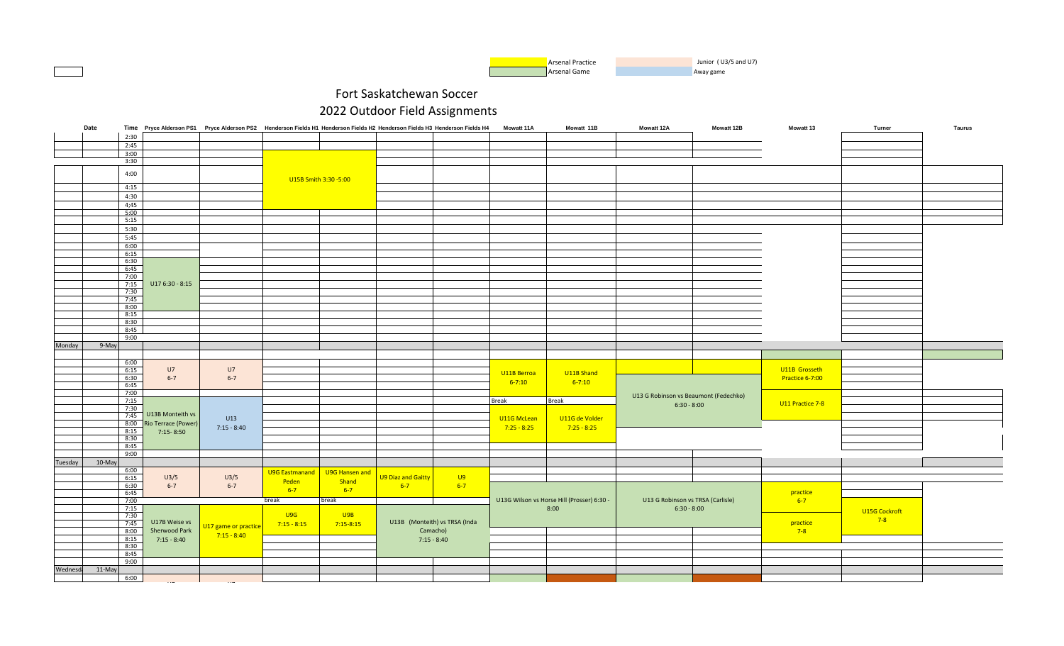Arsenal Practice | Junior ( U3/5 and U7)
Arsenal Game | Away game

# Fort Saskatchewan Soccer
## 2022 Outdoor Field Assignments

| Date | | Time | Pryce Alderson PS1 | Pryce Alderson PS2 | Henderson Fields H1 | Henderson Fields H2 | Henderson Fields H3 | Henderson Fields H4 | Mowatt 11A | Mowatt 11B | Mowatt 12A | Mowatt 12B | Mowatt 13 | Turner | Taurus |
|---|---|---|---|---|---|---|---|---|---|---|---|---|---|---|---|
| | | 2:30 | | | | | | | | | | | | | |
| | | 2:45 | | | | | | | | | | | | | |
| | | 3:00 | | | | | | | | | | | | | |
| | | 3:30 | | | U15B Smith 3:30 -5:00 | | | | | | | | | | |
| | | 4:00 | | | | | | | | | | | | | |
| | | 4:15 | | | | | | | | | | | | | |
| | | 4:30 | | | | | | | | | | | | | |
| | | 4;45 | | | | | | | | | | | | | |
| | | 5:00 | | | | | | | | | | | | | |
| | | 5:15 | | | | | | | | | | | | | |
| | | 5:30 | | | | | | | | | | | | | |
| | | 5:45 | | | | | | | | | | | | | |
| | | 6:00 | | | | | | | | | | | | | |
| | | 6:15 | | | | | | | | | | | | | |
| | | 6:30 | U17 6:30 - 8:15 | | | | | | | | | | | | |
| | | 6:45 | | | | | | | | | | | | | |
| | | 7:00 | | | | | | | | | | | | | |
| | | 7:15 | | | | | | | | | | | | | |
| | | 7:30 | | | | | | | | | | | | | |
| | | 7:45 | | | | | | | | | | | | | |
| | | 8:00 | | | | | | | | | | | | | |
| | | 8:15 | | | | | | | | | | | | | |
| | | 8:30 | | | | | | | | | | | | | |
| | | 8:45 | | | | | | | | | | | | | |
| | | 9:00 | | | | | | | | | | | | | |
| Monday | 9-May | | | | | | | | | | | | | | |
| | | 6:00 | U7 6-7 | U7 6-7 | | | | | U11B Berroa 6-7:10 | U11B Shand 6-7:10 | | | U11B Grosseth Practice 6-7:00 | | |
| | | 6:15 | | | | | | | | | | | | | |
| | | 6:30 | | | | | | | | | U13 G Robinson vs Beaumont (Fedechko) 6:30 - 8:00 | | | | |
| | | 6:45 | | | | | | | | | | | | | |
| | | 7:00 | | | | | | | | | | | U11 Practice 7-8 | | |
| | | 7:15 | U13B Monteith vs Rio Terrace (Power) 7:15- 8:50 | U13 7:15 - 8:40 | | | | | Break | Break | | | | | |
| | | 7:30 | | | | | | | U11G McLean 7:25 - 8:25 | U11G de Volder 7:25 - 8:25 | | | | | |
| | | 7:45 | | | | | | | | | | | | | |
| | | 8:00 | | | | | | | | | | | | | |
| | | 8:15 | | | | | | | | | | | | | |
| | | 8:30 | | | | | | | | | | | | | |
| | | 8:45 | | | | | | | | | | | | | |
| | | 9:00 | | | | | | | | | | | | | |
| Tuesday | 10-May | | | | | | | | | | | | | | |
| | | 6:00 | U3/5 6-7 | U3/5 6-7 | U9G Eastmanand Peden 6-7 | U9G Hansen and Shand 6-7 | U9 Diaz and Gaitty 6-7 | U9 6-7 | | | | | | | |
| | | 6:15 | | | | | | | | | | | | | |
| | | 6:30 | | | | | | | U13G Wilson vs Horse Hill (Prosser) 6:30 - 8:00 | | U13 G Robinson vs TRSA (Carlisle) 6:30 - 8:00 | | practice 6-7 | | |
| | | 6:45 | | | | | | | | | | | | | |
| | | 7:00 | | | break | break | | | | | | | | | |
| | | 7:15 | U17B Weise vs Sherwood Park 7:15 - 8:40 | U17 game or practice 7:15 - 8:40 | U9G 7:15 - 8:15 | U9B 7:15-8:15 | U13B (Monteith) vs TRSA (Inda Camacho) 7:15 - 8:40 | | | | | | practice 7-8 | U15G Cockroft 7-8 | |
| | | 7:30 | | | | | | | | | | | | | |
| | | 7:45 | | | | | | | | | | | | | |
| | | 8:00 | | | | | | | | | | | | | |
| | | 8:15 | | | | | | | | | | | | | |
| | | 8:30 | | | | | | | | | | | | | |
| | | 8:45 | | | | | | | | | | | | | |
| | | 9:00 | | | | | | | | | | | | | |
| Wednesda | 11-May | | | | | | | | | | | | | | |
| | | 6:00 | | | | | | | | | | | | | |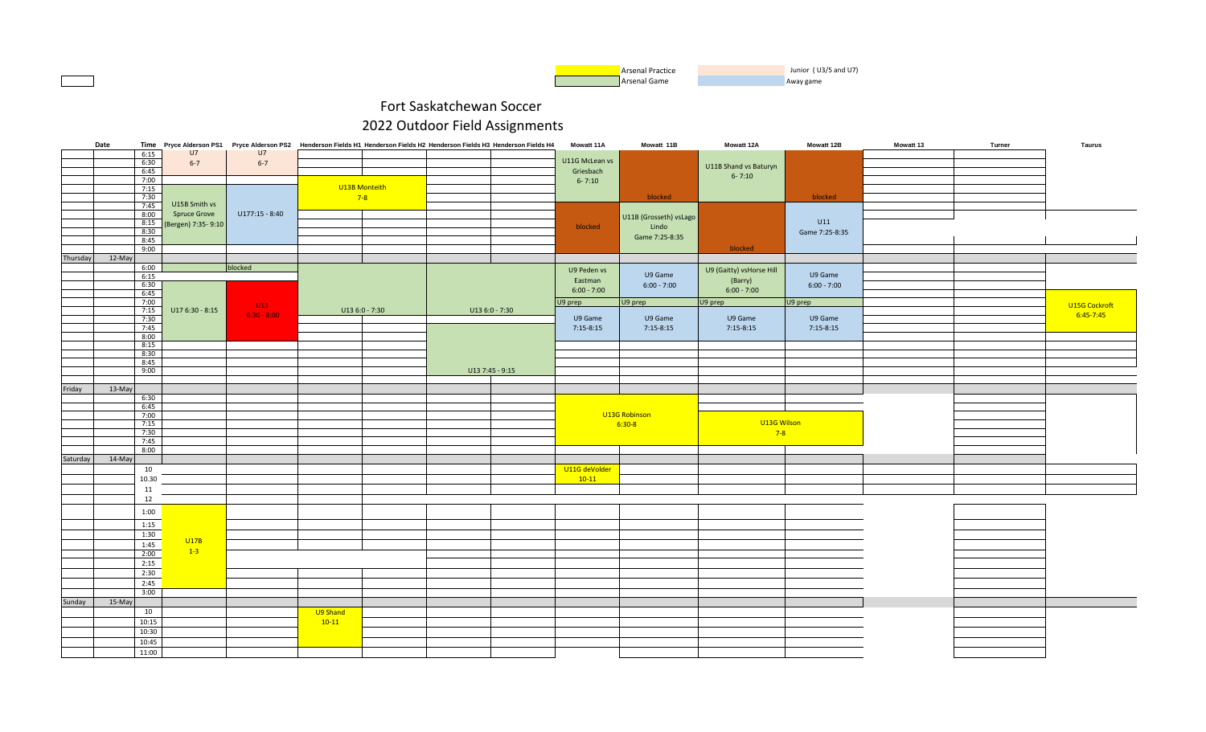| | |
|---|---|
| Arsenal Practice | Junior ( U3/5 and U7) |
| Arsenal Game | Away game |

# Fort Saskatchewan Soccer

## 2022 Outdoor Field Assignments

| | Date | Time | Pryce Alderson PS1 | Pryce Alderson PS2 | Henderson Fields H1 | Henderson Fields H2 | Henderson Fields H3 | Henderson Fields H4 | Mowatt 11A | Mowatt 11B | Mowatt 12A | Mowatt 12B | Mowatt 13 | Turner | Taurus |
|---|---|---|---|---|---|---|---|---|---|---|---|---|---|---|---|
| | | 6:15 | U7 | U7 | | | | | | | | | | | |
| | | 6:30 | 6-7 | 6-7 | | | | | U11G McLean vs Griesbach 6- 7:10 | | U11B Shand vs Baturyn 6- 7:10 | | | | |
| | | 6:45 | | | | | | | | | | | | | |
| | | 7:00 | | | U13B Monteith 7-8 | | | | | | | | | | |
| | | 7:15 | | | | | | | | | | | | | |
| | | 7:30 | | | | | | | | blocked | | blocked | | | |
| | | 7:45 | U15B Smith vs Spruce Grove (Bergen) 7:35- 9:10 | U177:15 - 8:40 | | | | | | | | | | | |
| | | 8:00 | | | | | | | | U11B (Grosseth) vsLago Lindo Game 7:25-8:35 | | | | | |
| | | 8:15 | | | | | | | blocked | | | U11 Game 7:25-8:35 | | | |
| | | 8:30 | | | | | | | | | | | | | |
| | | 8:45 | | | | | | | | | | | | | |
| | | 9:00 | | | | | | | | | blocked | | | | |
| Thursday | 12-May | | | | | | | | | | | | | | |
| | | 6:00 | | blocked | | | | | U9 Peden vs Eastman 6:00 - 7:00 | U9 Game 6:00 - 7:00 | U9 (Gaitty) vsHorse Hill (Barry) 6:00 - 7:00 | U9 Game 6:00 - 7:00 | | | |
| | | 6:15 | | | | | | | | | | | | | |
| | | 6:30 | | | | | | | | | | | | | |
| | | 6:45 | | | | | | | | | | | | | |
| | | 7:00 | | U13 6:30 - 8:00 | | | | | U9 prep | U9 prep | U9 prep | U9 prep | | | U15G Cockroft 6:45-7:45 |
| | | 7:15 | U17 6:30 - 8:15 | | U13 6:0 - 7:30 | | U13 6:0 - 7:30 | | | | | | | | |
| | | 7:30 | | | | | | | U9 Game 7:15-8:15 | U9 Game 7:15-8:15 | U9 Game 7:15-8:15 | U9 Game 7:15-8:15 | | | |
| | | 7:45 | | | | | | | | | | | | | |
| | | 8:00 | | | | | | | | | | | | | |
| | | 8:15 | | | | | | | | | | | | | |
| | | 8:30 | | | | | | | | | | | | | |
| | | 8:45 | | | | | | | | | | | | | |
| | | 9:00 | | | | | U13 7:45 - 9:15 | | | | | | | | |
| Friday | 13-May | | | | | | | | | | | | | | |
| | | 6:30 | | | | | | | | | | | | | |
| | | 6:45 | | | | | | | U13G Robinson 6:30-8 | | | | | | |
| | | 7:00 | | | | | | | | | U13G Wilson 7-8 | | | | |
| | | 7:15 | | | | | | | | | | | | | |
| | | 7:30 | | | | | | | | | | | | | |
| | | 7:45 | | | | | | | | | | | | | |
| | | 8:00 | | | | | | | | | | | | | |
| Saturday | 14-May | | | | | | | | | | | | | | |
| | | 10 | | | | | | | U11G deVolder 10-11 | | | | | | |
| | | 10.30 | | | | | | | | | | | | | |
| | | 11 | | | | | | | | | | | | | |
| | | 12 | | | | | | | | | | | | | |
| | | 1:00 | U17B 1-3 | | | | | | | | | | | | |
| | | 1:15 | | | | | | | | | | | | | |
| | | 1:30 | | | | | | | | | | | | | |
| | | 1:45 | | | | | | | | | | | | | |
| | | 2:00 | | | | | | | | | | | | | |
| | | 2:15 | | | | | | | | | | | | | |
| | | 2:30 | | | | | | | | | | | | | |
| | | 2:45 | | | | | | | | | | | | | |
| | | 3:00 | | | | | | | | | | | | | |
| Sunday | 15-May | | | | | | | | | | | | | | |
| | | 10 | | | U9 Shand 10-11 | | | | | | | | | | |
| | | 10:15 | | | | | | | | | | | | | |
| | | 10:30 | | | | | | | | | | | | | |
| | | 10:45 | | | | | | | | | | | | | |
| | | 11:00 | | | | | | | | | | | | | |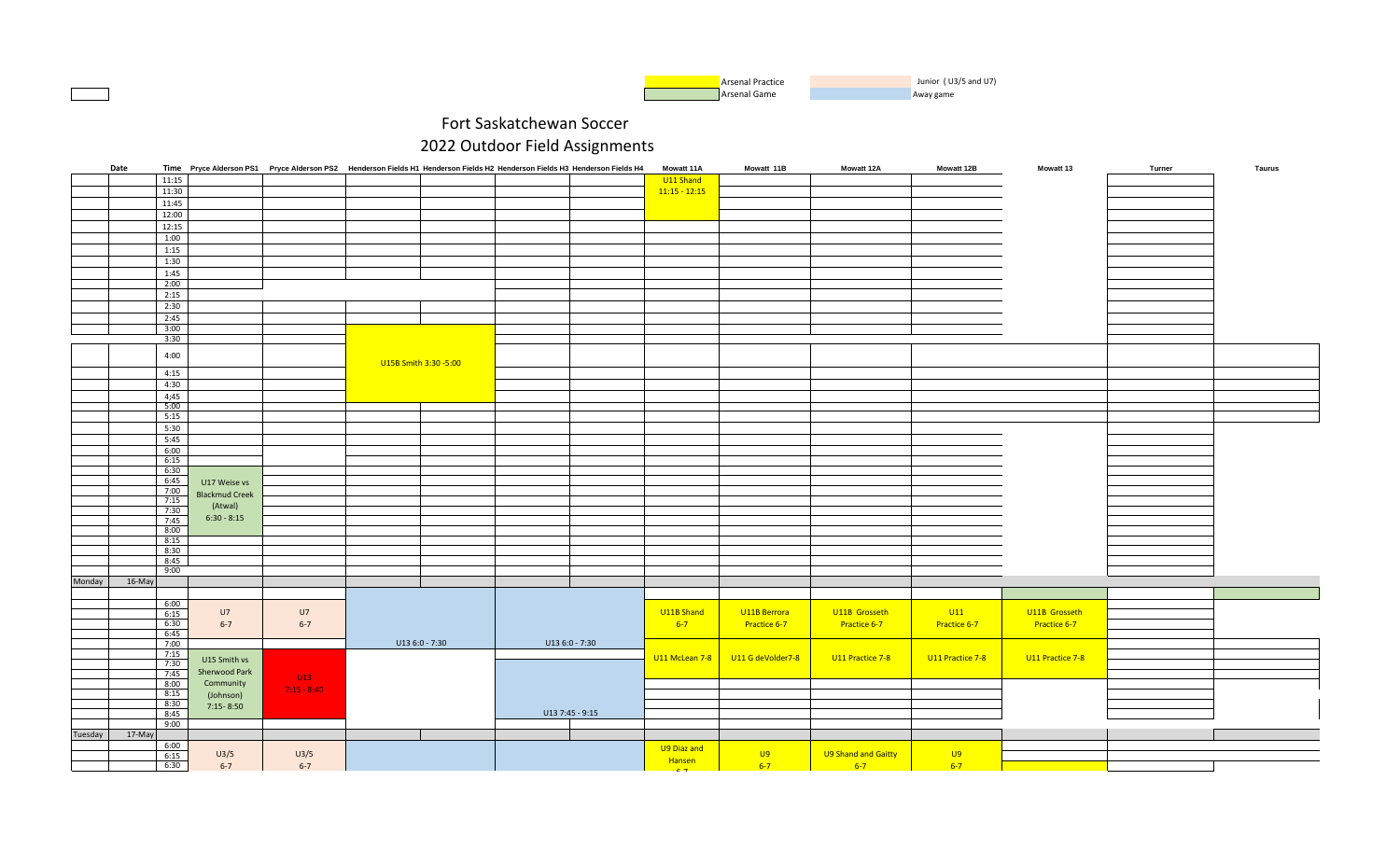| | |
|---|---|
| Arsenal Practice | Junior ( U3/5 and U7) |
| Arsenal Game | Away game |

# Fort Saskatchewan Soccer

## 2022 Outdoor Field Assignments

| Date | | Time | Pryce Alderson PS1 | Pryce Alderson PS2 | Henderson Fields H1 | Henderson Fields H2 | Henderson Fields H3 | Henderson Fields H4 | Mowatt 11A | Mowatt 11B | Mowatt 12A | Mowatt 12B | Mowatt 13 | Turner | Taurus |
|---|---|---|---|---|---|---|---|---|---|---|---|---|---|---|---|
| | | 11:15 | | | | | | | U11 Shand 11:15 - 12:15 | | | | | | |
| | | 11:30 | | | | | | | | | | | | | |
| | | 11:45 | | | | | | | | | | | | | |
| | | 12:00 | | | | | | | | | | | | | |
| | | 12:15 | | | | | | | | | | | | | |
| | | 1:00 | | | | | | | | | | | | | |
| | | 1:15 | | | | | | | | | | | | | |
| | | 1:30 | | | | | | | | | | | | | |
| | | 1:45 | | | | | | | | | | | | | |
| | | 2:00 | | | | | | | | | | | | | |
| | | 2:15 | | | | | | | | | | | | | |
| | | 2:30 | | | | | | | | | | | | | |
| | | 2:45 | | | | | | | | | | | | | |
| | | 3:00 | | | | | | | | | | | | | |
| | | 3:30 | | | U15B Smith 3:30 -5:00 | | | | | | | | | | |
| | | 4:00 | | | | | | | | | | | | | |
| | | 4:15 | | | | | | | | | | | | | |
| | | 4:30 | | | | | | | | | | | | | |
| | | 4;45 | | | | | | | | | | | | | |
| | | 5:00 | | | | | | | | | | | | | |
| | | 5:15 | | | | | | | | | | | | | |
| | | 5:30 | | | | | | | | | | | | | |
| | | 5:45 | | | | | | | | | | | | | |
| | | 6:00 | | | | | | | | | | | | | |
| | | 6:15 | | | | | | | | | | | | | |
| | | 6:30 | U17 Weise vs Blackmud Creek (Atwal) 6:30 - 8:15 | | | | | | | | | | | | |
| | | 6:45 | | | | | | | | | | | | | |
| | | 7:00 | | | | | | | | | | | | | |
| | | 7:15 | | | | | | | | | | | | | |
| | | 7:30 | | | | | | | | | | | | | |
| | | 7:45 | | | | | | | | | | | | | |
| | | 8:00 | | | | | | | | | | | | | |
| | | 8:15 | | | | | | | | | | | | | |
| | | 8:30 | | | | | | | | | | | | | |
| | | 8:45 | | | | | | | | | | | | | |
| | | 9:00 | | | | | | | | | | | | | |
| Monday | 16-May | | | | | | | | | | | | | | |
| | | 6:00 | U7 6-7 | U7 6-7 | U13 6:0 - 7:30 | | U13 6:0 - 7:30 | | U11B Shand 6-7 | U11B Berrora Practice 6-7 | U11B Grosseth Practice 6-7 | U11 Practice 6-7 | U11B Grosseth Practice 6-7 | | |
| | | 6:15 | | | | | | | | | | | | | |
| | | 6:30 | | | | | | | | | | | | | |
| | | 6:45 | | | | | | | | | | | | | |
| | | 7:00 | | | | | | | U11 McLean 7-8 | U11 G deVolder7-8 | U11 Practice 7-8 | U11 Practice 7-8 | U11 Practice 7-8 | | |
| | | 7:15 | U15 Smith vs Sherwood Park Community (Johnson) 7:15- 8:50 | U13 7:15 - 8:40 | | | | | | | | | | | |
| | | 7:30 | | | | | | | | | | | | | |
| | | 7:45 | | | | | U13 7:45 - 9:15 | | | | | | | | |
| | | 8:00 | | | | | | | | | | | | | |
| | | 8:15 | | | | | | | | | | | | | |
| | | 8:30 | | | | | | | | | | | | | |
| | | 8:45 | | | | | | | | | | | | | |
| | | 9:00 | | | | | | | | | | | | | |
| Tuesday | 17-May | | | | | | | | | | | | | | |
| | | 6:00 | U3/5 6-7 | U3/5 6-7 | | | | | U9 Diaz and Hansen 6-7 | U9 6-7 | U9 Shand and Gaitty 6-7 | U9 6-7 | | | |
| | | 6:15 | | | | | | | | | | | | | |
| | | 6:30 | | | | | | | | | | | | | |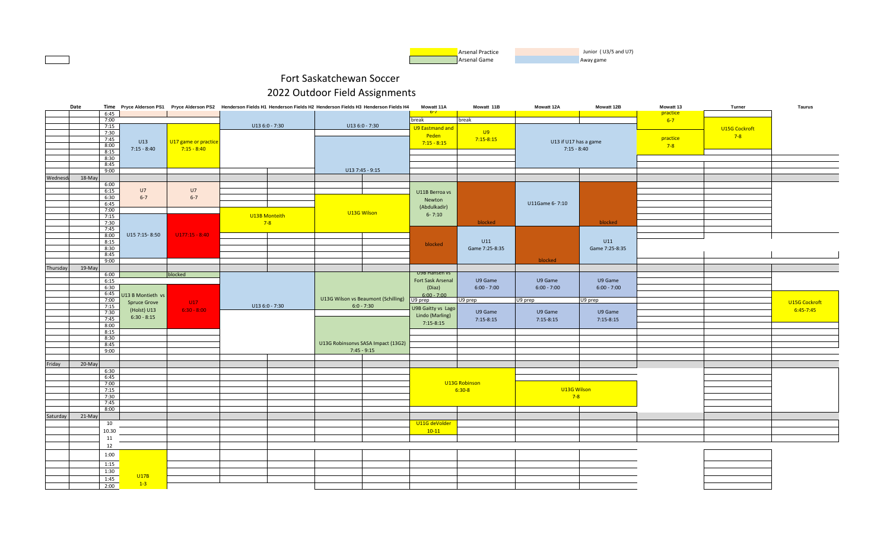| | Arsenal Practice | | Junior ( U3/5 and U7) |
|---|---|---|---|
| | Arsenal Game | | Away game |

# Fort Saskatchewan Soccer

## 2022 Outdoor Field Assignments

| Date | | Time | Pryce Alderson PS1 | Pryce Alderson PS2 | Henderson Fields H1 | Henderson Fields H2 | Henderson Fields H3 | Henderson Fields H4 | Mowatt 11A | Mowatt 11B | Mowatt 12A | Mowatt 12B | Mowatt 13 | Turner | Taurus |
|---|---|---|---|---|---|---|---|---|---|---|---|---|---|---|---|
| | | 6:45 | | | | | | | 6-7 | | | | practice | | |
| | | 7:00 | | | | | | | break | break | | | 6-7 | | |
| | | 7:15 | U13 7:15 - 8:40 | U17 game or practice 7:15 - 8:40 | U13 6:0 - 7:30 | | U13 6:0 - 7:30 | | U9 Eastmand and Peden 7:15 - 8:15 | U9 7:15-8:15 | U13 if U17 has a game 7:15 - 8:40 | | practice 7-8 | U15G Cockroft 7-8 | |
| | | 7:30 | | | | | | | | | | | | | |
| | | 7:45 | | | | | | | | | | | | | |
| | | 8:00 | | | | | | | | | | | | | |
| | | 8:15 | | | | | | | | | | | | | |
| | | 8:30 | | | | | | | | | | | | | |
| | | 8:45 | | | | | | | | | | | | | |
| | | 9:00 | | | | | U13 7:45 - 9:15 | | | | | | | | |
| Wednesday | 18-May | | | | | | | | | | | | | | |
| | | 6:00 | | | | | | | | | | | | | |
| | | 6:15 | U7 6-7 | U7 6-7 | | | | | U11B Berroa vs Newton (Abdulkadir) 6- 7:10 | | U11Game 6- 7:10 | | | | |
| | | 6:30 | | | | | | | | | | | | | |
| | | 6:45 | | | | | | | | | | | | | |
| | | 7:00 | | | U13B Monteith 7-8 | | U13G Wilson | | | | | | | | |
| | | 7:15 | | | | | | | | | | | | | |
| | | 7:30 | | | | | | | | blocked | | blocked | | | |
| | | 7:45 | | | | | | | | | | | | | |
| | | 8:00 | U15 7:15- 8:50 | U17 7:15 - 8:40 | | | | | blocked | U11 Game 7:25-8:35 | | U11 Game 7:25-8:35 | | | |
| | | 8:15 | | | | | | | | | | | | | |
| | | 8:30 | | | | | | | | | | | | | |
| | | 8:45 | | | | | | | | | | | | | |
| | | 9:00 | | | | | | | | | blocked | | | | |
| Thursday | 19-May | | | | | | | | | | | | | | |
| | | 6:00 | | blocked | | | | | U9B Hansen vs Fort Sask Arsenal (Diaz) 6:00 - 7:00 | U9 Game 6:00 - 7:00 | U9 Game 6:00 - 7:00 | U9 Game 6:00 - 7:00 | | | |
| | | 6:15 | | | | | | | | | | | | | |
| | | 6:30 | | | | | | | | | | | | | |
| | | 6:45 | U13 B Montieth vs Spruce Grove (Holst) U13 6:30 - 8:15 | U17 6:30 - 8:00 | | | U13G Wilson vs Beaumont (Schilling) 6:0 - 7:30 | | | | | | | | U15G Cockroft 6:45-7:45 |
| | | 7:00 | | | | | | | U9 prep | U9 prep | U9 prep | U9 prep | | | |
| | | 7:15 | | | U13 6:0 - 7:30 | | | | U9B Gaitty vs Lago Lindo (Marling) 7:15-8:15 | U9 Game 7:15-8:15 | U9 Game 7:15-8:15 | U9 Game 7:15-8:15 | | | |
| | | 7:30 | | | | | | | | | | | | | |
| | | 7:45 | | | | | | | | | | | | | |
| | | 8:00 | | | | | | | | | | | | | |
| | | 8:15 | | | | | | | | | | | | | |
| | | 8:30 | | | | | U13G Robinsonvs SASA Impact (13G2) 7:45 - 9:15 | | | | | | | | |
| | | 8:45 | | | | | | | | | | | | | |
| | | 9:00 | | | | | | | | | | | | | |
| Friday | 20-May | | | | | | | | | | | | | | |
| | | 6:30 | | | | | | | | | | | | | |
| | | 6:45 | | | | | | | U13G Robinson 6:30-8 | | U13G Wilson 7-8 | | | | |
| | | 7:00 | | | | | | | | | | | | | |
| | | 7:15 | | | | | | | | | | | | | |
| | | 7:30 | | | | | | | | | | | | | |
| | | 7:45 | | | | | | | | | | | | | |
| | | 8:00 | | | | | | | | | | | | | |
| Saturday | 21-May | | | | | | | | | | | | | | |
| | | 10 | | | | | | | U11G deVolder 10-11 | | | | | | |
| | | 10.30 | | | | | | | | | | | | | |
| | | 11 | | | | | | | | | | | | | |
| | | 12 | | | | | | | | | | | | | |
| | | 1:00 | | | | | | | | | | | | | |
| | | 1:15 | | | | | | | | | | | | | |
| | | 1:30 | U17B 1-3 | | | | | | | | | | | | |
| | | 1:45 | | | | | | | | | | | | | |
| | | 2:00 | | | | | | | | | | | | | |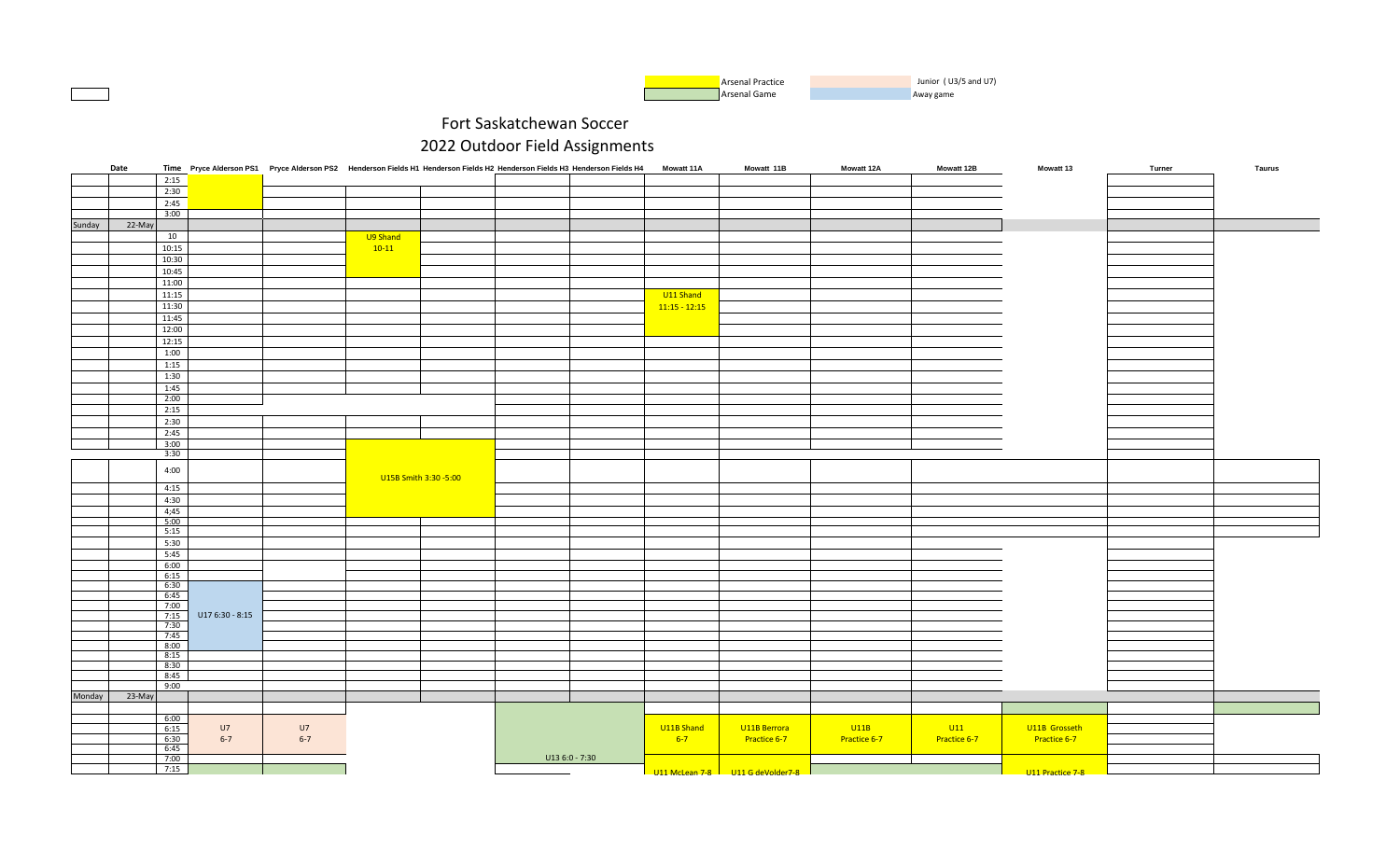| | |
|---|---|
| Arsenal Practice | Junior ( U3/5 and U7) |
| Arsenal Game | Away game |

# Fort Saskatchewan Soccer

## 2022 Outdoor Field Assignments

| | Date | Time | Pryce Alderson PS1 | Pryce Alderson PS2 | Henderson Fields H1 | Henderson Fields H2 | Henderson Fields H3 | Henderson Fields H4 | Mowatt 11A | Mowatt 11B | Mowatt 12A | Mowatt 12B | Mowatt 13 | Turner | Taurus |
|---|---|---|---|---|---|---|---|---|---|---|---|---|---|---|---|
| | | 2:15 | | | | | | | | | | | | | |
| | | 2:30 | | | | | | | | | | | | | |
| | | 2:45 | | | | | | | | | | | | | |
| | | 3:00 | | | | | | | | | | | | | |
| Sunday | 22-May | | | | | | | | | | | | | | |
| | | 10 | | | U9 Shand | | | | | | | | | | |
| | | 10:15 | | | 10-11 | | | | | | | | | | |
| | | 10:30 | | | | | | | | | | | | | |
| | | 10:45 | | | | | | | | | | | | | |
| | | 11:00 | | | | | | | | | | | | | |
| | | 11:15 | | | | | | | U11 Shand | | | | | | |
| | | 11:30 | | | | | | | 11:15 - 12:15 | | | | | | |
| | | 11:45 | | | | | | | | | | | | | |
| | | 12:00 | | | | | | | | | | | | | |
| | | 12:15 | | | | | | | | | | | | | |
| | | 1:00 | | | | | | | | | | | | | |
| | | 1:15 | | | | | | | | | | | | | |
| | | 1:30 | | | | | | | | | | | | | |
| | | 1:45 | | | | | | | | | | | | | |
| | | 2:00 | | | | | | | | | | | | | |
| | | 2:15 | | | | | | | | | | | | | |
| | | 2:30 | | | | | | | | | | | | | |
| | | 2:45 | | | | | | | | | | | | | |
| | | 3:00 | | | | | | | | | | | | | |
| | | 3:30 | | | | | | | | | | | | | |
| | | 4:00 | | | U15B Smith 3:30 -5:00 | | | | | | | | | | |
| | | 4:15 | | | | | | | | | | | | | |
| | | 4:30 | | | | | | | | | | | | | |
| | | 4:45 | | | | | | | | | | | | | |
| | | 5:00 | | | | | | | | | | | | | |
| | | 5:15 | | | | | | | | | | | | | |
| | | 5:30 | | | | | | | | | | | | | |
| | | 5:45 | | | | | | | | | | | | | |
| | | 6:00 | | | | | | | | | | | | | |
| | | 6:15 | | | | | | | | | | | | | |
| | | 6:30 | | | | | | | | | | | | | |
| | | 6:45 | | | | | | | | | | | | | |
| | | 7:00 | | | | | | | | | | | | | |
| | | 7:15 | U17 6:30 - 8:15 | | | | | | | | | | | | |
| | | 7:30 | | | | | | | | | | | | | |
| | | 7:45 | | | | | | | | | | | | | |
| | | 8:00 | | | | | | | | | | | | | |
| | | 8:15 | | | | | | | | | | | | | |
| | | 8:30 | | | | | | | | | | | | | |
| | | 8:45 | | | | | | | | | | | | | |
| | | 9:00 | | | | | | | | | | | | | |
| Monday | 23-May | | | | | | | | | | | | | | |
| | | | | | | | | | | | | | | | |
| | | 6:00 | | | | | | | | | | | | | |
| | | 6:15 | U7 | U7 | | | | | U11B Shand | U11B Berrora | U11B | U11 | U11B Grosseth | | |
| | | 6:30 | 6-7 | 6-7 | | | | | 6-7 | Practice 6-7 | Practice 6-7 | Practice 6-7 | Practice 6-7 | | |
| | | 6:45 | | | | | | | | | | | | | |
| | | 7:00 | | | | | U13 6:0 - 7:30 | | | | | | | | |
| | | 7:15 | | | | | | | U11 McLean 7-8 | U11 G deVolder7-8 | | | U11 Practice 7-8 | | |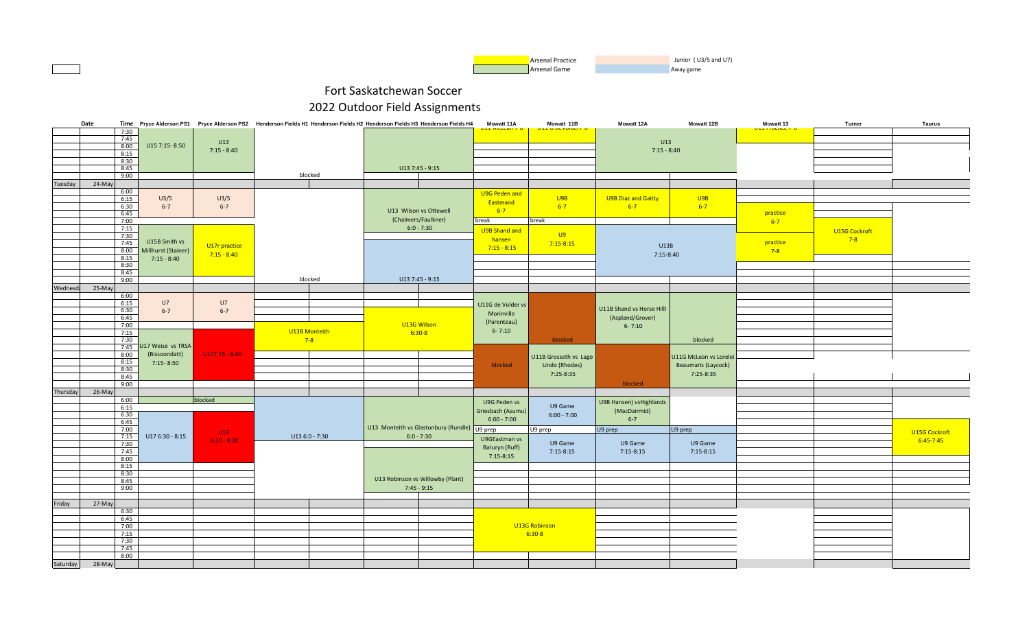Arsenal Practice | Arsenal Game | Junior ( U3/5 and U7) | Away game

# Fort Saskatchewan Soccer

## 2022 Outdoor Field Assignments

| Date | | Time | Pryce Alderson PS1 | Pryce Alderson PS2 | Henderson Fields H1 | Henderson Fields H2 | Henderson Fields H3 | Henderson Fields H4 | Mowatt 11A | Mowatt 11B | Mowatt 12A | Mowatt 12B | Mowatt 13 | Turner | Taurus |
|---|---|---|---|---|---|---|---|---|---|---|---|---|---|---|---|
| | | 7:30 | | | | | | | | | | | | | |
| | | 7:45 | | U13 7:15 - 8:40 | | | | | | | U13 7:15 - 8:40 | | | | |
| | | 8:00 | U15 7:15- 8:50 | | | | | | | | | | | | |
| | | 8:15 | | | | | | | | | | | | | |
| | | 8:30 | | | | | | | | | | | | | |
| | | 8:45 | | | | | U13 7:45 - 9:15 | | | | | | | | |
| | | 9:00 | | | blocked | | | | | | | | | | |
| Tuesday | 24-May | | | | | | | | | | | | | | |
| | | 6:00 | | | | | | | | | | | | | |
| | | 6:15 | U3/5 6-7 | U3/5 6-7 | | | | | U9G Peden and Eastmand 6-7 | U9B 6-7 | U9B Diaz and Gaitty 6-7 | U9B 6-7 | | | |
| | | 6:30 | | | | | U13 Wilson vs Ottewell (Chalmers/Faulkner) 6:0 - 7:30 | | | | | | | | |
| | | 6:45 | | | | | | | | | | | practice 6-7 | | |
| | | 7:00 | | | | | | | break | break | | | | | |
| | | 7:15 | | | | | | | U9B Shand and hansen 7:15 - 8:15 | U9 7:15-8:15 | U13B 7:15-8:40 | | | U15G Cockroft 7-8 | |
| | | 7:30 | | | | | | | | | | | | | |
| | | 7:45 | U15B Smith vs Millhurst (Stainer) 7:15 - 8:40 | U17r practice 7:15 - 8:40 | | | | | | | | | practice 7-8 | | |
| | | 8:00 | | | | | | | | | | | | | |
| | | 8:15 | | | | | | | | | | | | | |
| | | 8:30 | | | | | | | | | | | | | |
| | | 8:45 | | | | | | | | | | | | | |
| | | 9:00 | | | blocked | | U13 7:45 - 9:15 | | | | | | | | |
| Wednesday | 25-May | | | | | | | | | | | | | | |
| | | 6:00 | | | | | | | | | | | | | |
| | | 6:15 | U7 6-7 | U7 6-7 | | | | | U11G de Volder vs Morinville (Parenteau) 6- 7:10 | | U11B Shand vs Horse Hilll (Aspland/Grover) 6- 7:10 | | | | |
| | | 6:30 | | | | | | | | | | | | | |
| | | 6:45 | | | | | U13G Wilson 6:30-8 | | | | | | | | |
| | | 7:00 | | | U13B Monteith 7-8 | | | | | | | | | | |
| | | 7:15 | | | | | | | | | | | | | |
| | | 7:30 | | | | | | | | blocked | | blocked | | | |
| | | 7:45 | U17 Weise vs TRSA (Bissoondatt) 7:15- 8:50 | U17 7:15 - 8:40 | | | | | | | | | | | |
| | | 8:00 | | | | | | | blocked | U11B Grosseth vs Lago Lindo (Rhodes) 7:25-8:35 | | U11G McLean vs Lorelei Beaumaris (Laycock) 7:25-8:35 | | | |
| | | 8:15 | | | | | | | | | | | | | |
| | | 8:30 | | | | | | | | | | | | | |
| | | 8:45 | | | | | | | | | | | | | |
| | | 9:00 | | | | | | | | | blocked | | | | |
| Thursday | 26-May | | | | | | | | | | | | | | |
| | | 6:00 | | blocked | | | | | U9G Peden vs Griesbach (Asumu) 6:00 - 7:00 | U9 Game 6:00 - 7:00 | U9B Hansen) vsHighlands (MacDairmid) 6-7 | | | | |
| | | 6:15 | | | | | | | | | | | | | |
| | | 6:30 | | | | | | | | | | | | | |
| | | 6:45 | | | | | | | | | | | | | |
| | | 7:00 | | U13 6:30 - 8:00 | U13 6:0 - 7:30 | | U13 Monteith vs Glastonbury (Rundle) 6:0 - 7:30 | | U9 prep | U9 prep | U9 prep | U9 prep | | | U15G Cockroft 6:45-7:45 |
| | | 7:15 | U17 6:30 - 8:15 | | | | | | U9GEastman vs Baturyn (Ruff) 7:15-8:15 | U9 Game 7:15-8:15 | U9 Game 7:15-8:15 | U9 Game 7:15-8:15 | | | |
| | | 7:30 | | | | | | | | | | | | | |
| | | 7:45 | | | | | | | | | | | | | |
| | | 8:00 | | | | | | | | | | | | | |
| | | 8:15 | | | | | | | | | | | | | |
| | | 8:30 | | | | | | | | | | | | | |
| | | 8:45 | | | | | U13 Robinson vs Willowby (Plant) 7:45 - 9:15 | | | | | | | | |
| | | 9:00 | | | | | | | | | | | | | |
| Friday | 27-May | | | | | | | | | | | | | | |
| | | 6:30 | | | | | | | | | | | | | |
| | | 6:45 | | | | | | | | | | | | | |
| | | 7:00 | | | | | | | U13G Robinson 6:30-8 | | | | | | |
| | | 7:15 | | | | | | | | | | | | | |
| | | 7:30 | | | | | | | | | | | | | |
| | | 7:45 | | | | | | | | | | | | | |
| | | 8:00 | | | | | | | | | | | | | |
| Saturday | 28-May | | | | | | | | | | | | | | |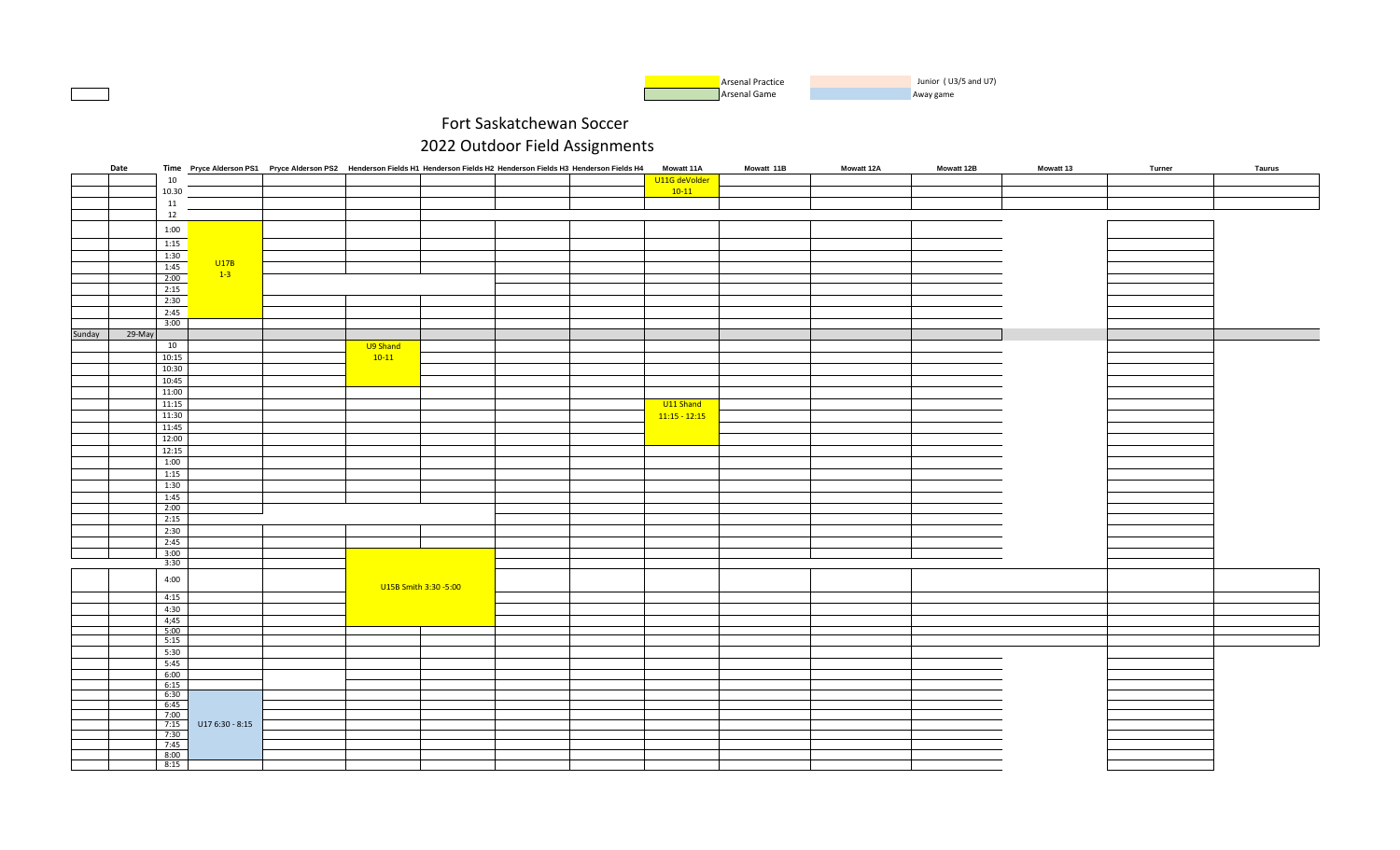Arsenal Practice | Junior ( U3/5 and U7)
Arsenal Game | Away game

# Fort Saskatchewan Soccer

## 2022 Outdoor Field Assignments

| | Date | Time | Pryce Alderson PS1 | Pryce Alderson PS2 | Henderson Fields H1 | Henderson Fields H2 | Henderson Fields H3 | Henderson Fields H4 | Mowatt 11A | Mowatt 11B | Mowatt 12A | Mowatt 12B | Mowatt 13 | Turner | Taurus |
|---|---|---|---|---|---|---|---|---|---|---|---|---|---|---|---|
| | | 10 | | | | | | | U11G deVolder | | | | | | |
| | | 10.30 | | | | | | | 10-11 | | | | | | |
| | | 11 | | | | | | | | | | | | | |
| | | 12 | | | | | | | | | | | | | |
| | | 1:00 | U17B | | | | | | | | | | | | |
| | | 1:15 | | | | | | | | | | | | | |
| | | 1:30 | | | | | | | | | | | | | |
| | | 1:45 | 1-3 | | | | | | | | | | | | |
| | | 2:00 | | | | | | | | | | | | | |
| | | 2:15 | | | | | | | | | | | | | |
| | | 2:30 | | | | | | | | | | | | | |
| | | 2:45 | | | | | | | | | | | | | |
| | | 3:00 | | | | | | | | | | | | | |
| Sunday | 29-May | | | | | | | | | | | | | | |
| | | 10 | | | U9 Shand | | | | | | | | | | |
| | | 10:15 | | | 10-11 | | | | | | | | | | |
| | | 10:30 | | | | | | | | | | | | | |
| | | 10:45 | | | | | | | | | | | | | |
| | | 11:00 | | | | | | | | | | | | | |
| | | 11:15 | | | | | | | U11 Shand | | | | | | |
| | | 11:30 | | | | | | | 11:15 - 12:15 | | | | | | |
| | | 11:45 | | | | | | | | | | | | | |
| | | 12:00 | | | | | | | | | | | | | |
| | | 12:15 | | | | | | | | | | | | | |
| | | 1:00 | | | | | | | | | | | | | |
| | | 1:15 | | | | | | | | | | | | | |
| | | 1:30 | | | | | | | | | | | | | |
| | | 1:45 | | | | | | | | | | | | | |
| | | 2:00 | | | | | | | | | | | | | |
| | | 2:15 | | | | | | | | | | | | | |
| | | 2:30 | | | | | | | | | | | | | |
| | | 2:45 | | | | | | | | | | | | | |
| | | 3:00 | | | | | | | | | | | | | |
| | | 3:30 | | | | | | | | | | | | | |
| | | 4:00 | | | U15B Smith 3:30 -5:00 | | | | | | | | | | |
| | | 4:15 | | | | | | | | | | | | | |
| | | 4:30 | | | | | | | | | | | | | |
| | | 4;45 | | | | | | | | | | | | | |
| | | 5:00 | | | | | | | | | | | | | |
| | | 5:15 | | | | | | | | | | | | | |
| | | 5:30 | | | | | | | | | | | | | |
| | | 5:45 | | | | | | | | | | | | | |
| | | 6:00 | | | | | | | | | | | | | |
| | | 6:15 | | | | | | | | | | | | | |
| | | 6:30 | | | | | | | | | | | | | |
| | | 6:45 | | | | | | | | | | | | | |
| | | 7:00 | | | | | | | | | | | | | |
| | | 7:15 | U17 6:30 - 8:15 | | | | | | | | | | | | |
| | | 7:30 | | | | | | | | | | | | | |
| | | 7:45 | | | | | | | | | | | | | |
| | | 8:00 | | | | | | | | | | | | | |
| | | 8:15 | | | | | | | | | | | | | |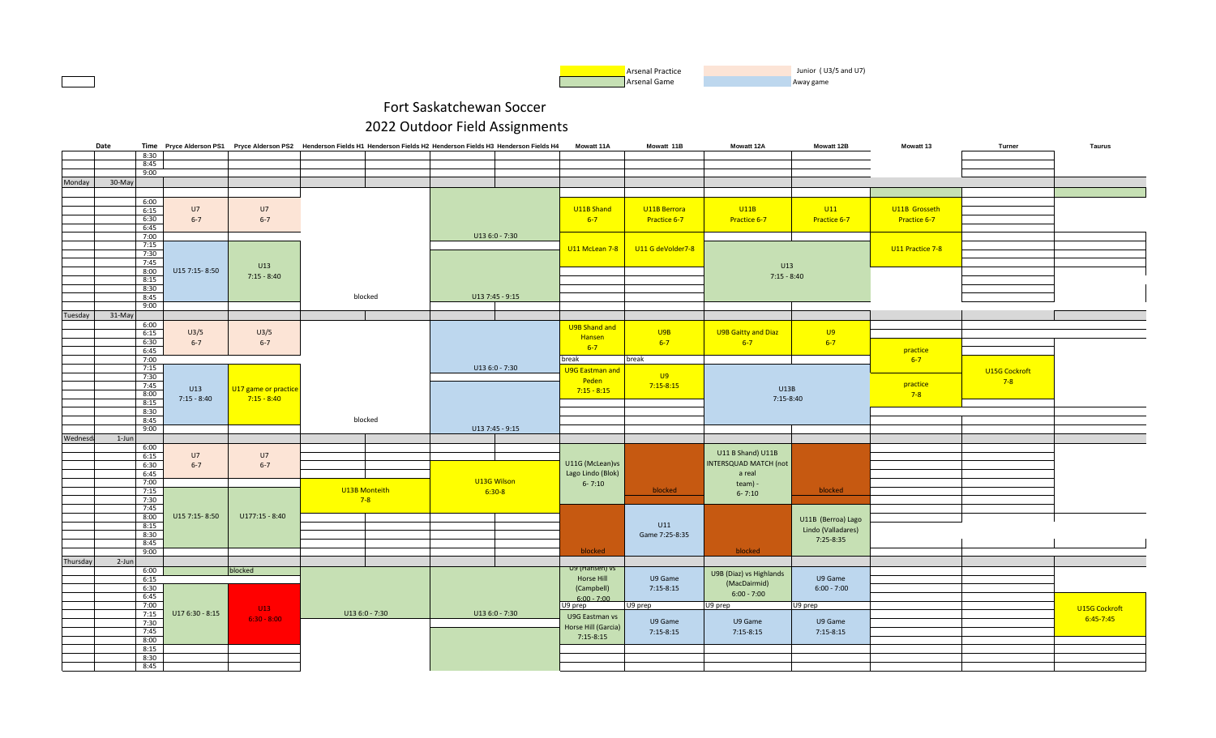Arsenal Practice | Junior ( U3/5 and U7)
Arsenal Game | Away game

# Fort Saskatchewan Soccer

## 2022 Outdoor Field Assignments

| | Date | Time | Pryce Alderson PS1 | Pryce Alderson PS2 | Henderson Fields H1 | Henderson Fields H2 | Henderson Fields H3 | Henderson Fields H4 | Mowatt 11A | Mowatt 11B | Mowatt 12A | Mowatt 12B | Mowatt 13 | Turner | Taurus |
|---|---|---|---|---|---|---|---|---|---|---|---|---|---|---|---|
| | | 8:30 | | | | | | | | | | | | | |
| | | 8:45 | | | | | | | | | | | | | |
| | | 9:00 | | | | | | | | | | | | | |
| Monday | 30-May | | | | | | | | | | | | | | |
| | | 6:00 - 7:00 | U7 6-7 | U7 6-7 | | | | | U11B Shand 6-7 | U11B Berrora Practice 6-7 | U11B Practice 6-7 | U11 Practice 6-7 | U11B Grosseth Practice 6-7 | | |
| | | 7:00 | | | | | U13 6:0 - 7:30 | | | | | | | | |
| | | 7:15 - 8:45 | U15 7:15- 8:50 | U13 7:15 - 8:40 | | | | | U11 McLean 7-8 | U11 G deVolder7-8 | U13 7:15 - 8:40 | | U11 Practice 7-8 | | |
| | | 8:45 | | | blocked | | U13 7:45 - 9:15 | | | | | | | | |
| | | 9:00 | | | | | | | | | | | | | |
| Tuesday | 31-May | | | | | | | | | | | | | | |
| | | 6:00 - 6:45 | U3/5 6-7 | U3/5 6-7 | | | | | U9B Shand and Hansen 6-7 | U9B 6-7 | U9B Gaitty and Diaz 6-7 | U9 6-7 | practice 6-7 | | |
| | | 7:00 | | | | | | | break | break | | | | | |
| | | 7:15 | | | | | U13 6:0 - 7:30 | | U9G Eastman and Peden 7:15 - 8:15 | U9 7:15-8:15 | U13B 7:15-8:40 | | practice 7-8 | U15G Cockroft 7-8 | |
| | | 7:30 - 8:15 | U13 7:15 - 8:40 | U17 game or practice 7:15 - 8:40 | | | | | | | | | | | |
| | | 8:45 | | | blocked | | | | | | | | | | |
| | | 9:00 | | | | | U13 7:45 - 9:15 | | | | | | | | |
| Wednesday | 1-Jun | | | | | | | | | | | | | | |
| | | 6:00 - 6:45 | U7 6-7 | U7 6-7 | | | | | U11G (McLean)vs Lago Lindo (Blok) 6- 7:10 | blocked | U11 B Shand) U11B INTERSQUAD MATCH (not a real team) - 6- 7:10 | blocked | | | |
| | | 7:00 - 7:30 | | | U13B Monteith 7-8 | | U13G Wilson 6:30-8 | | | | | | | | |
| | | 7:45 - 8:45 | U15 7:15- 8:50 | U177:15 - 8:40 | | | | | blocked | U11 Game 7:25-8:35 | blocked | U11B (Berroa) Lago Lindo (Valladares) 7:25-8:35 | | | |
| Thursday | 2-Jun | | | | | | | | | | | | | | |
| | | 6:00 - 6:45 | | blocked | | | | | U9 (Hansen) vs Horse Hill (Campbell) 6:00 - 7:00 | U9 Game 7:15-8:15 | U9B (Diaz) vs Highlands (MacDairmid) 6:00 - 7:00 | U9 Game 6:00 - 7:00 | | | |
| | | 7:00 | | | | | | | U9 prep | U9 prep | U9 prep | U9 prep | | | U15G Cockroft 6:45-7:45 |
| | | 7:15 - 8:00 | U17 6:30 - 8:15 | U13 6:30 - 8:00 | U13 6:0 - 7:30 | | U13 6:0 - 7:30 | | U9G Eastman vs Horse Hill (Garcia) 7:15-8:15 | U9 Game 7:15-8:15 | U9 Game 7:15-8:15 | U9 Game 7:15-8:15 | | | |
| | | 8:15 | | | | | | | | | | | | | |
| | | 8:30 | | | | | | | | | | | | | |
| | | 8:45 | | | | | | | | | | | | | |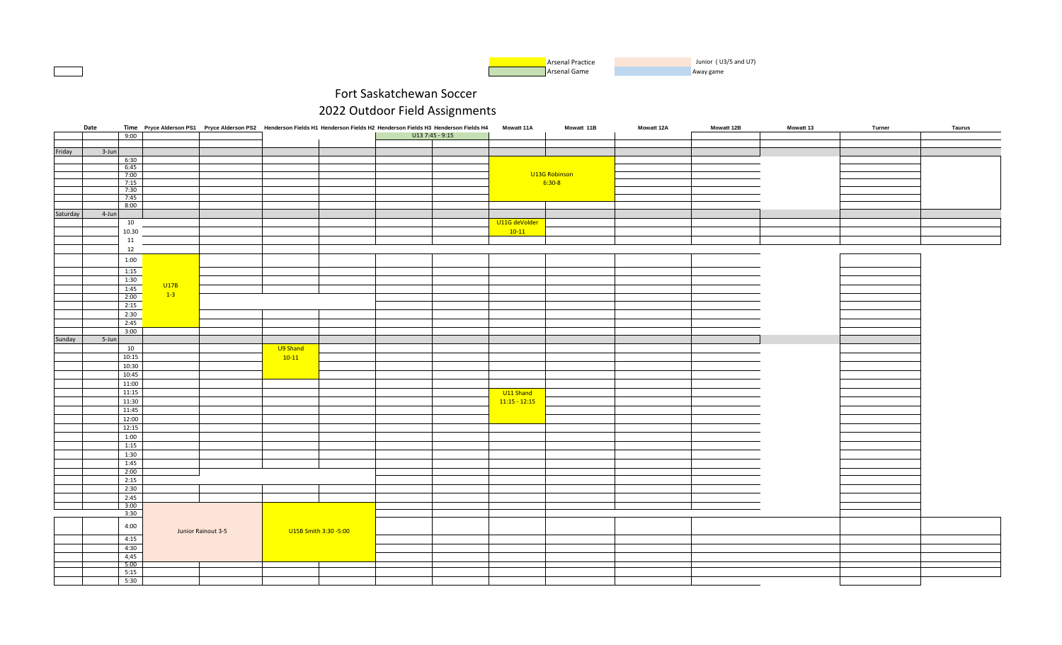Arsenal Practice | Junior ( U3/5 and U7)
Arsenal Game | Away game

# Fort Saskatchewan Soccer

## 2022 Outdoor Field Assignments

| Date | | Time | Pryce Alderson PS1 | Pryce Alderson PS2 | Henderson Fields H1 | Henderson Fields H2 | Henderson Fields H3 | Henderson Fields H4 | Mowatt 11A | Mowatt 11B | Mowatt 12A | Mowatt 12B | Mowatt 13 | Turner | Taurus |
|---|---|---|---|---|---|---|---|---|---|---|---|---|---|---|---|
| | | 9:00 | | | | | U13 7:45 - 9:15 | | | | | | | | |
| Friday | 3-Jun | | | | | | | | | | | | | | |
| | | 6:30 | | | | | | | U13G Robinson 6:30-8 | | | | | | |
| | | 6:45 | | | | | | | | | | | | | |
| | | 7:00 | | | | | | | | | | | | | |
| | | 7:15 | | | | | | | | | | | | | |
| | | 7:30 | | | | | | | | | | | | | |
| | | 7:45 | | | | | | | | | | | | | |
| | | 8:00 | | | | | | | | | | | | | |
| Saturday | 4-Jun | | | | | | | | | | | | | | |
| | | 10 | | | | | | | U11G deVolder 10-11 | | | | | | |
| | | 10.30 | | | | | | | | | | | | | |
| | | 11 | | | | | | | | | | | | | |
| | | 12 | | | | | | | | | | | | | |
| | | 1:00 | U17B 1-3 | | | | | | | | | | | | |
| | | 1:15 | | | | | | | | | | | | | |
| | | 1:30 | | | | | | | | | | | | | |
| | | 1:45 | | | | | | | | | | | | | |
| | | 2:00 | | | | | | | | | | | | | |
| | | 2:15 | | | | | | | | | | | | | |
| | | 2:30 | | | | | | | | | | | | | |
| | | 2:45 | | | | | | | | | | | | | |
| | | 3:00 | | | | | | | | | | | | | |
| Sunday | 5-Jun | | | | | | | | | | | | | | |
| | | 10 | | | U9 Shand 10-11 | | | | | | | | | | |
| | | 10:15 | | | | | | | | | | | | | |
| | | 10:30 | | | | | | | | | | | | | |
| | | 10:45 | | | | | | | | | | | | | |
| | | 11:00 | | | | | | | | | | | | | |
| | | 11:15 | | | | | | | U11 Shand 11:15 - 12:15 | | | | | | |
| | | 11:30 | | | | | | | | | | | | | |
| | | 11:45 | | | | | | | | | | | | | |
| | | 12:00 | | | | | | | | | | | | | |
| | | 12:15 | | | | | | | | | | | | | |
| | | 1:00 | | | | | | | | | | | | | |
| | | 1:15 | | | | | | | | | | | | | |
| | | 1:30 | | | | | | | | | | | | | |
| | | 1:45 | | | | | | | | | | | | | |
| | | 2:00 | | | | | | | | | | | | | |
| | | 2:15 | | | | | | | | | | | | | |
| | | 2:30 | | | | | | | | | | | | | |
| | | 2:45 | | | | | | | | | | | | | |
| | | 3:00 | Junior Rainout 3-5 | | | | | | | | | | | | |
| | | 3:30 | | | U15B Smith 3:30 -5:00 | | | | | | | | | | |
| | | 4:00 | | | | | | | | | | | | | |
| | | 4:15 | | | | | | | | | | | | | |
| | | 4:30 | | | | | | | | | | | | | |
| | | 4:45 | | | | | | | | | | | | | |
| | | 5:00 | | | | | | | | | | | | | |
| | | 5:15 | | | | | | | | | | | | | |
| | | 5:30 | | | | | | | | | | | | | |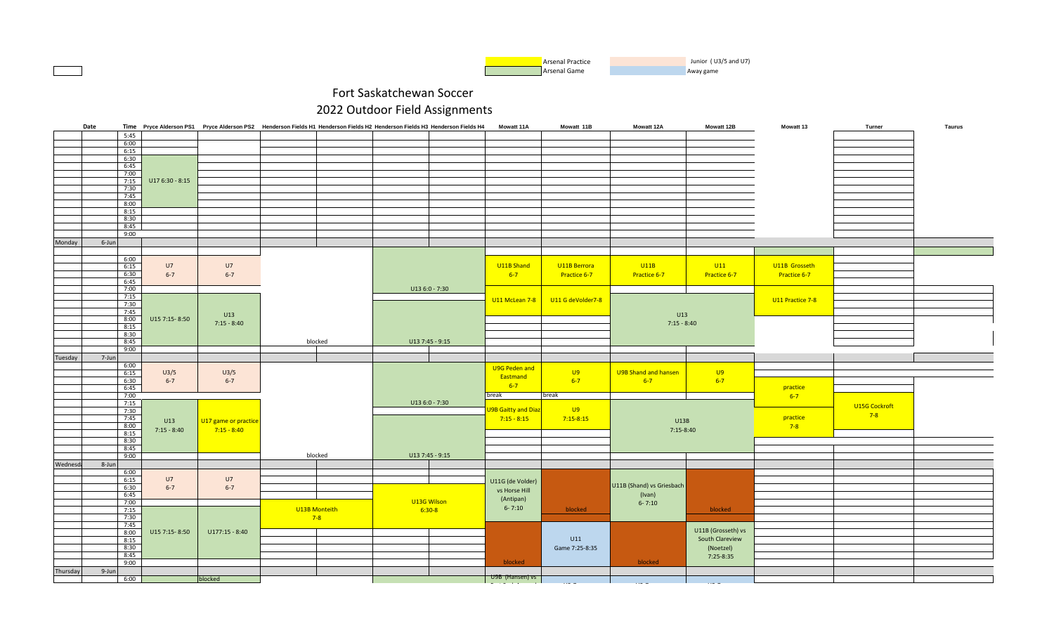| | |
|---|---|
| Arsenal Practice | Junior ( U3/5 and U7) |
| Arsenal Game | Away game |

# Fort Saskatchewan Soccer

## 2022 Outdoor Field Assignments

| Day | Date | Time | Pryce Alderson PS1 | Pryce Alderson PS2 | Henderson Fields H1 | Henderson Fields H2 | Henderson Fields H3 | Henderson Fields H4 | Mowatt 11A | Mowatt 11B | Mowatt 12A | Mowatt 12B | Mowatt 13 | Turner | Taurus |
|---|---|---|---|---|---|---|---|---|---|---|---|---|---|---|---|
| | | 5:45 | | | | | | | | | | | | | |
| | | 6:00 | | | | | | | | | | | | | |
| | | 6:15 | | | | | | | | | | | | | |
| | | 6:30 | U17 6:30 - 8:15 | | | | | | | | | | | | |
| | | 6:45 – 9:00 | | | | | | | | | | | | | |
| Monday | 6-Jun | | | | | | | | | | | | | | |
| | | 6:00 – 6:45 | U7 6-7 | U7 6-7 | | | | | U11B Shand 6-7 | U11B Berrora Practice 6-7 | U11B Practice 6-7 | U11 Practice 6-7 | U11B Grosseth Practice 6-7 | | |
| | | 7:00 | | | | | U13 6:0 - 7:30 | | | | | | | | |
| | | 7:15 – 7:30 | | | | | | | U11 McLean 7-8 | U11 G deVolder7-8 | U13 7:15 - 8:40 | | U11 Practice 7-8 | | |
| | | 7:45 – 8:15 | U15 7:15- 8:50 | U13 7:15 - 8:40 | | | | | | | | | | | |
| | | 8:30 – 8:45 | | | blocked | | U13 7:45 - 9:15 | | | | | | | | |
| | | 9:00 | | | | | | | | | | | | | |
| Tuesday | 7-Jun | | | | | | | | | | | | | | |
| | | 6:00 – 6:45 | U3/5 6-7 | U3/5 6-7 | | | | | U9G Peden and Eastmand 6-7 | U9 6-7 | U9B Shand and hansen 6-7 | U9 6-7 | practice 6-7 | | |
| | | 7:00 | | | | | U13 6:0 - 7:30 | | break | break | | | | | |
| | | 7:15 – 7:30 | | | | | | | U9B Gaitty and Diaz 7:15 - 8:15 | U9 7:15-8:15 | U13B 7:15-8:40 | | practice 7-8 | U15G Cockroft 7-8 | |
| | | 7:45 – 8:15 | U13 7:15 - 8:40 | U17 game or practice 7:15 - 8:40 | | | | | | | | | | | |
| | | 8:30 – 9:00 | | | blocked | | U13 7:45 - 9:15 | | | | | | | | |
| Wednesday | 8-Jun | | | | | | | | | | | | | | |
| | | 6:00 – 6:45 | U7 6-7 | U7 6-7 | | | | | U11G (de Volder) vs Horse Hill (Antipan) 6- 7:10 | | U11B (Shand) vs Griesbach (Ivan) 6- 7:10 | | | | |
| | | 6:30 – 8:00 | | | U13B Monteith 7-8 | | U13G Wilson 6:30-8 | | | blocked | | blocked | | | |
| | | 7:15 – 8:45 | U15 7:15- 8:50 | U177:15 - 8:40 | | | | | | U11 Game 7:25-8:35 | | U11B (Grosseth) vs South Clareview (Noetzel) 7:25-8:35 | | | |
| | | 9:00 | | | | | | | blocked | | blocked | | | | |
| Thursday | 9-Jun | | | | | | | | | | | | | | |
| | | 6:00 | | blocked | | | | | U9B (Hansen) vs | | | | | | |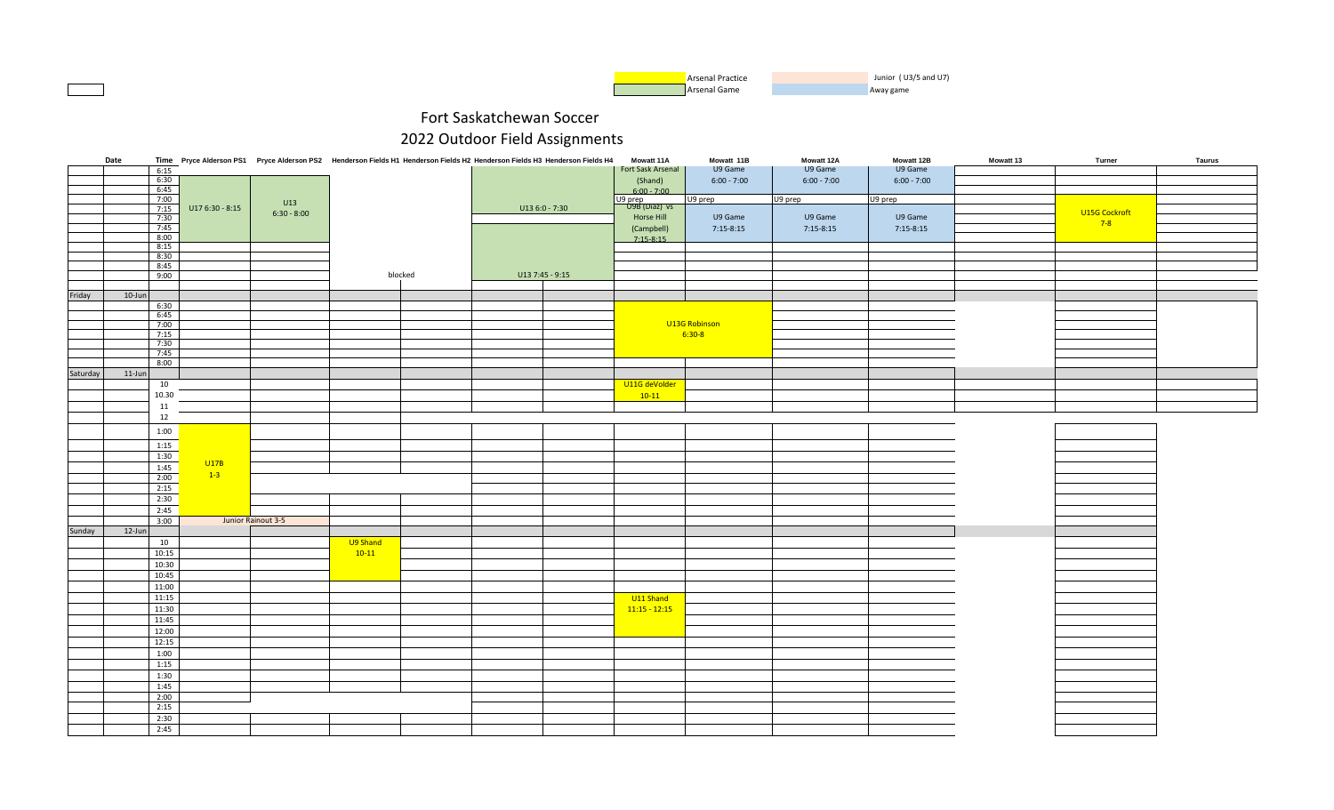Arsenal Practice | Junior ( U3/5 and U7)
Arsenal Game | Away game

# Fort Saskatchewan Soccer

## 2022 Outdoor Field Assignments

| Date | | Time | Pryce Alderson PS1 | Pryce Alderson PS2 | Henderson Fields H1 | Henderson Fields H2 | Henderson Fields H3 | Henderson Fields H4 | Mowatt 11A | Mowatt 11B | Mowatt 12A | Mowatt 12B | Mowatt 13 | Turner | Taurus |
|---|---|---|---|---|---|---|---|---|---|---|---|---|---|---|---|
| | | 6:15 | | | | | | | Fort Sask Arsenal | U9 Game | U9 Game | U9 Game | | | |
| | | 6:30 | | | | | | | (Shand) | 6:00 - 7:00 | 6:00 - 7:00 | 6:00 - 7:00 | | | |
| | | 6:45 | | | | | | | 6:00 - 7:00 | | | | | | |
| | | 7:00 | | U13 | | | | | U9 prep | U9 prep | U9 prep | U9 prep | | | |
| | | 7:15 | U17 6:30 - 8:15 | 6:30 - 8:00 | | | U13 6:0 - 7:30 | | U9B (Diaz) vs | | | | | U15G Cockroft | |
| | | 7:30 | | | | | | | Horse Hill | U9 Game | U9 Game | U9 Game | | 7-8 | |
| | | 7:45 | | | | | | | (Campbell) | 7:15-8:15 | 7:15-8:15 | 7:15-8:15 | | | |
| | | 8:00 | | | | | | | 7:15-8:15 | | | | | | |
| | | 8:15 | | | | | | | | | | | | | |
| | | 8:30 | | | | | | | | | | | | | |
| | | 8:45 | | | | | | | | | | | | | |
| | | 9:00 | | | blocked | | U13 7:45 - 9:15 | | | | | | | | |
| Friday | 10-Jun | | | | | | | | | | | | | | |
| | | 6:30 | | | | | | | | | | | | | |
| | | 6:45 | | | | | | | | | | | | | |
| | | 7:00 | | | | | | | U13G Robinson | | | | | | |
| | | 7:15 | | | | | | | 6:30-8 | | | | | | |
| | | 7:30 | | | | | | | | | | | | | |
| | | 7:45 | | | | | | | | | | | | | |
| | | 8:00 | | | | | | | | | | | | | |
| Saturday | 11-Jun | | | | | | | | | | | | | | |
| | | 10 | | | | | | | U11G deVolder | | | | | | |
| | | 10.30 | | | | | | | 10-11 | | | | | | |
| | | 11 | | | | | | | | | | | | | |
| | | 12 | | | | | | | | | | | | | |
| | | 1:00 | | | | | | | | | | | | | |
| | | 1:15 | | | | | | | | | | | | | |
| | | 1:30 | U17B | | | | | | | | | | | | |
| | | 1:45 | 1-3 | | | | | | | | | | | | |
| | | 2:00 | | | | | | | | | | | | | |
| | | 2:15 | | | | | | | | | | | | | |
| | | 2:30 | | | | | | | | | | | | | |
| | | 2:45 | | | | | | | | | | | | | |
| | | 3:00 | Junior Rainout 3-5 | | | | | | | | | | | | |
| Sunday | 12-Jun | | | | | | | | | | | | | | |
| | | 10 | | | U9 Shand | | | | | | | | | | |
| | | 10:15 | | | 10-11 | | | | | | | | | | |
| | | 10:30 | | | | | | | | | | | | | |
| | | 10:45 | | | | | | | | | | | | | |
| | | 11:00 | | | | | | | | | | | | | |
| | | 11:15 | | | | | | | U11 Shand | | | | | | |
| | | 11:30 | | | | | | | 11:15 - 12:15 | | | | | | |
| | | 11:45 | | | | | | | | | | | | | |
| | | 12:00 | | | | | | | | | | | | | |
| | | 12:15 | | | | | | | | | | | | | |
| | | 1:00 | | | | | | | | | | | | | |
| | | 1:15 | | | | | | | | | | | | | |
| | | 1:30 | | | | | | | | | | | | | |
| | | 1:45 | | | | | | | | | | | | | |
| | | 2:00 | | | | | | | | | | | | | |
| | | 2:15 | | | | | | | | | | | | | |
| | | 2:30 | | | | | | | | | | | | | |
| | | 2:45 | | | | | | | | | | | | | |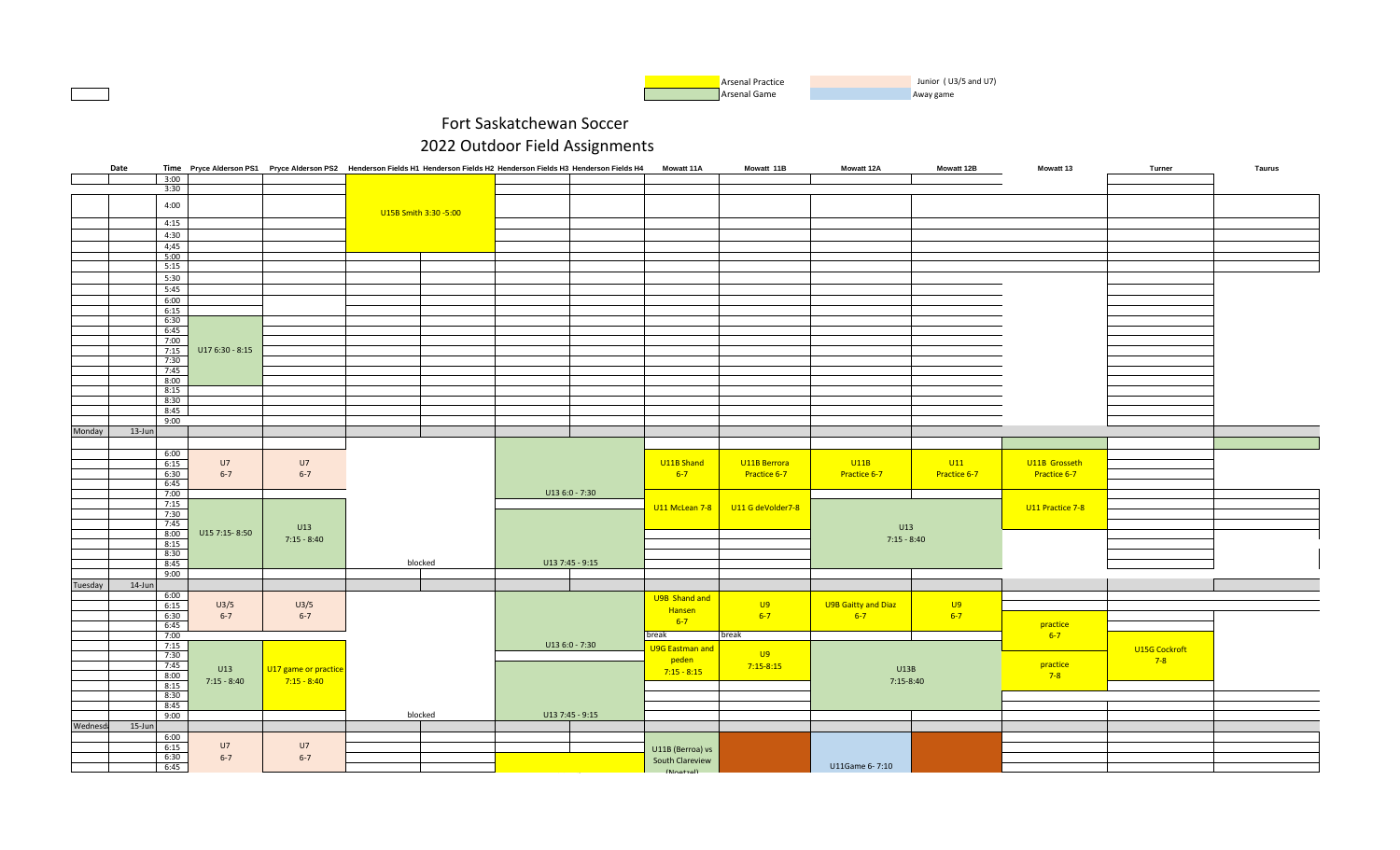Arsenal Practice | Arsenal Game | Junior ( U3/5 and U7) | Away game

# Fort Saskatchewan Soccer

## 2022 Outdoor Field Assignments

| Date | | Time | Pryce Alderson PS1 | Pryce Alderson PS2 | Henderson Fields H1 | Henderson Fields H2 | Henderson Fields H3 | Henderson Fields H4 | Mowatt 11A | Mowatt 11B | Mowatt 12A | Mowatt 12B | Mowatt 13 | Turner | Taurus |
|---|---|---|---|---|---|---|---|---|---|---|---|---|---|---|---|
| | | 3:00 | | | | | | | | | | | | | |
| | | 3:30 | | | | | | | | | | | | | |
| | | 4:00 | | | U15B Smith 3:30 -5:00 | | | | | | | | | | |
| | | 4:15 | | | | | | | | | | | | | |
| | | 4:30 | | | | | | | | | | | | | |
| | | 4:45 | | | | | | | | | | | | | |
| | | 5:00 | | | | | | | | | | | | | |
| | | 5:15 | | | | | | | | | | | | | |
| | | 5:30 | | | | | | | | | | | | | |
| | | 5:45 | | | | | | | | | | | | | |
| | | 6:00 | | | | | | | | | | | | | |
| | | 6:15 | | | | | | | | | | | | | |
| | | 6:30 | U17 6:30 - 8:15 | | | | | | | | | | | | |
| | | 6:45 | | | | | | | | | | | | | |
| | | 7:00 | | | | | | | | | | | | | |
| | | 7:15 | | | | | | | | | | | | | |
| | | 7:30 | | | | | | | | | | | | | |
| | | 7:45 | | | | | | | | | | | | | |
| | | 8:00 | | | | | | | | | | | | | |
| | | 8:15 | | | | | | | | | | | | | |
| | | 8:30 | | | | | | | | | | | | | |
| | | 8:45 | | | | | | | | | | | | | |
| | | 9:00 | | | | | | | | | | | | | |
| Monday | 13-Jun | | | | | | | | | | | | | | |
| | | 6:00 | U7 6-7 | U7 6-7 | | | U13 6:0 - 7:30 | | U11B Shand 6-7 | U11B Berrora Practice 6-7 | U11B Practice 6-7 | U11 Practice 6-7 | U11B Grosseth Practice 6-7 | | |
| | | 6:15 | | | | | | | | | | | | | |
| | | 6:30 | | | | | | | | | | | | | |
| | | 6:45 | | | | | | | | | | | | | |
| | | 7:00 | | | | | | | | | | | | | |
| | | 7:15 | U15 7:15- 8:50 | U13 7:15 - 8:40 | | | | | U11 McLean 7-8 | U11 G deVolder7-8 | U13 7:15 - 8:40 | | U11 Practice 7-8 | | |
| | | 7:30 | | | | | | | | | | | | | |
| | | 7:45 | | | | | U13 7:45 - 9:15 | | | | | | | | |
| | | 8:00 | | | | | | | | | | | | | |
| | | 8:15 | | | | | | | | | | | | | |
| | | 8:30 | | | | | | | | | | | | | |
| | | 8:45 | | | blocked | | | | | | | | | | |
| | | 9:00 | | | | | | | | | | | | | |
| Tuesday | 14-Jun | | | | | | | | | | | | | | |
| | | 6:00 | U3/5 6-7 | U3/5 6-7 | | | U13 6:0 - 7:30 | | U9B Shand and Hansen 6-7 | U9 6-7 | U9B Gaitty and Diaz 6-7 | U9 6-7 | practice 6-7 | | |
| | | 6:15 | | | | | | | | | | | | | |
| | | 6:30 | | | | | | | | | | | | | |
| | | 6:45 | | | | | | | | | | | | | |
| | | 7:00 | | | | | | | break | break | | | | | |
| | | 7:15 | U13 7:15 - 8:40 | U17 game or practice 7:15 - 8:40 | | | | | U9G Eastman and peden 7:15 - 8:15 | U9 7:15-8:15 | U13B 7:15-8:40 | | practice 7-8 | U15G Cockroft 7-8 | |
| | | 7:30 | | | | | | | | | | | | | |
| | | 7:45 | | | | | U13 7:45 - 9:15 | | | | | | | | |
| | | 8:00 | | | | | | | | | | | | | |
| | | 8:15 | | | | | | | | | | | | | |
| | | 8:30 | | | | | | | | | | | | | |
| | | 8:45 | | | blocked | | | | | | | | | | |
| | | 9:00 | | | | | | | | | | | | | |
| Wednesday | 15-Jun | | | | | | | | | | | | | | |
| | | 6:00 | U7 6-7 | U7 6-7 | | | | | U11B (Berroa) vs South Clareview (Noetzel) | | U11Game 6- 7:10 | | | | |
| | | 6:15 | | | | | | | | | | | | | |
| | | 6:30 | | | | | | | | | | | | | |
| | | 6:45 | | | | | | | | | | | | | |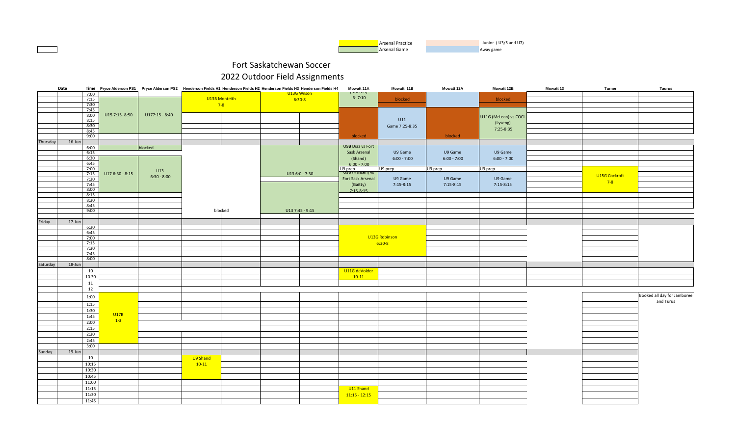| | Arsenal Practice | | Junior ( U3/5 and U7) |
|---|---|---|---|
| | Arsenal Game | | Away game |

# Fort Saskatchewan Soccer

## 2022 Outdoor Field Assignments

| | Date | Time | Pryce Alderson PS1 | Pryce Alderson PS2 | Henderson Fields H1 | Henderson Fields H2 | Henderson Fields H3 | Henderson Fields H4 | Mowatt 11A | Mowatt 11B | Mowatt 12A | Mowatt 12B | Mowatt 13 | Turner | Taurus |
|---|---|---|---|---|---|---|---|---|---|---|---|---|---|---|---|
| | | 7:00 | | | | | U13G Wilson | | (Noetzel) | | | | | | |
| | | 7:15 | | | U13B Monteith | | 6:30-8 | | 6- 7:10 | blocked | | blocked | | | |
| | | 7:30 | | | 7-8 | | | | | | | | | | |
| | | 7:45 | | | | | | | | | | | | | |
| | | 8:00 | U15 7:15- 8:50 | U177:15 - 8:40 | | | | | | | | U11G (McLean) vs COCL | | | |
| | | 8:15 | | | | | | | | U11 | | (Lyseng) | | | |
| | | 8:30 | | | | | | | | Game 7:25-8:35 | | 7:25-8:35 | | | |
| | | 8:45 | | | | | | | | | | | | | |
| | | 9:00 | | | | | | | blocked | | blocked | | | | |
| Thursday | 16-Jun | | | | | | | | | | | | | | |
| | | 6:00 | | blocked | | | | | U9B Diaz vs Fort | | | | | | |
| | | 6:15 | | | | | | | Sask Arsenal | U9 Game | U9 Game | U9 Game | | | |
| | | 6:30 | | | | | | | (Shand) | 6:00 - 7:00 | 6:00 - 7:00 | 6:00 - 7:00 | | | |
| | | 6:45 | | | | | | | 6:00 - 7:00 | | | | | | |
| | | 7:00 | | U13 | | | | | U9 prep | U9 prep | U9 prep | U9 prep | | | |
| | | 7:15 | U17 6:30 - 8:15 | 6:30 - 8:00 | | | U13 6:0 - 7:30 | | U9B (Hansen) vs | | | | | U15G Cockroft | |
| | | 7:30 | | | | | | | Fort Sask Arsenal | U9 Game | U9 Game | U9 Game | | 7-8 | |
| | | 7:45 | | | | | | | (Gaitty) | 7:15-8:15 | 7:15-8:15 | 7:15-8:15 | | | |
| | | 8:00 | | | | | | | 7:15-8:15 | | | | | | |
| | | 8:15 | | | | | | | | | | | | | |
| | | 8:30 | | | | | | | | | | | | | |
| | | 8:45 | | | | | | | | | | | | | |
| | | 9:00 | | | blocked | | U13 7:45 - 9:15 | | | | | | | | |
| Friday | 17-Jun | | | | | | | | | | | | | | |
| | | 6:30 | | | | | | | | | | | | | |
| | | 6:45 | | | | | | | | | | | | | |
| | | 7:00 | | | | | | | U13G Robinson | | | | | | |
| | | 7:15 | | | | | | | 6:30-8 | | | | | | |
| | | 7:30 | | | | | | | | | | | | | |
| | | 7:45 | | | | | | | | | | | | | |
| | | 8:00 | | | | | | | | | | | | | |
| Saturday | 18-Jun | | | | | | | | | | | | | | |
| | | 10 | | | | | | | U11G deVolder | | | | | | |
| | | 10.30 | | | | | | | 10-11 | | | | | | |
| | | 11 | | | | | | | | | | | | | |
| | | 12 | | | | | | | | | | | | | |
| | | 1:00 | | | | | | | | | | | | | Booked all day for Jamboree and Turus |
| | | 1:15 | | | | | | | | | | | | | |
| | | 1:30 | U17B | | | | | | | | | | | | |
| | | 1:45 | 1-3 | | | | | | | | | | | | |
| | | 2:00 | | | | | | | | | | | | | |
| | | 2:15 | | | | | | | | | | | | | |
| | | 2:30 | | | | | | | | | | | | | |
| | | 2:45 | | | | | | | | | | | | | |
| | | 3:00 | | | | | | | | | | | | | |
| Sunday | 19-Jun | | | | | | | | | | | | | | |
| | | 10 | | | U9 Shand | | | | | | | | | | |
| | | 10:15 | | | 10-11 | | | | | | | | | | |
| | | 10:30 | | | | | | | | | | | | | |
| | | 10:45 | | | | | | | | | | | | | |
| | | 11:00 | | | | | | | | | | | | | |
| | | 11:15 | | | | | | | U11 Shand | | | | | | |
| | | 11:30 | | | | | | | 11:15 - 12:15 | | | | | | |
| | | 11:45 | | | | | | | | | | | | | |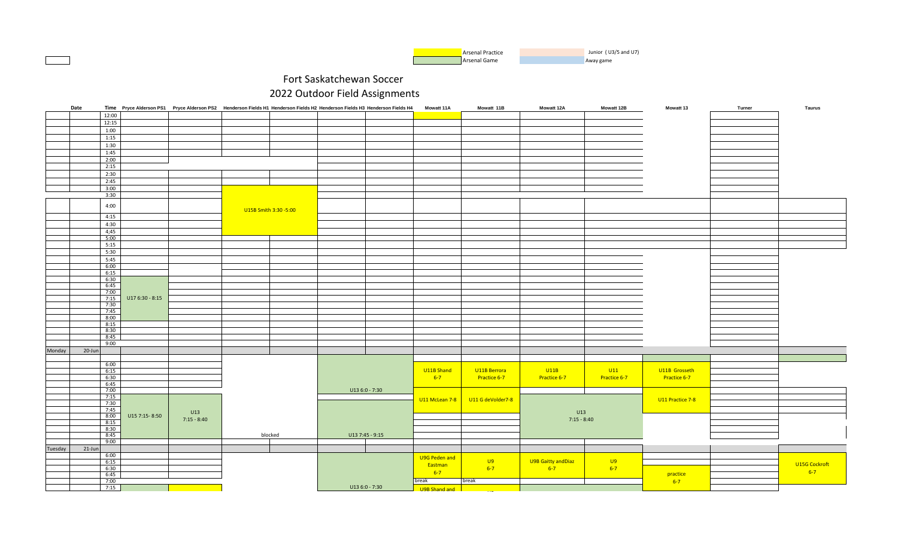| | |
|---|---|
| Arsenal Practice | Junior ( U3/5 and U7) |
| Arsenal Game | Away game |

# Fort Saskatchewan Soccer

## 2022 Outdoor Field Assignments

| Date | | Time | Pryce Alderson PS1 | Pryce Alderson PS2 | Henderson Fields H1 | Henderson Fields H2 | Henderson Fields H3 | Henderson Fields H4 | Mowatt 11A | Mowatt 11B | Mowatt 12A | Mowatt 12B | Mowatt 13 | Turner | Taurus |
|---|---|---|---|---|---|---|---|---|---|---|---|---|---|---|---|
| | | 12:00 | | | | | | | | | | | | | |
| | | 12:15 | | | | | | | | | | | | | |
| | | 1:00 | | | | | | | | | | | | | |
| | | 1:15 | | | | | | | | | | | | | |
| | | 1:30 | | | | | | | | | | | | | |
| | | 1:45 | | | | | | | | | | | | | |
| | | 2:00 | | | | | | | | | | | | | |
| | | 2:15 | | | | | | | | | | | | | |
| | | 2:30 | | | | | | | | | | | | | |
| | | 2:45 | | | | | | | | | | | | | |
| | | 3:00 | | | | | | | | | | | | | |
| | | 3:30 | | | U15B Smith 3:30 -5:00 | | | | | | | | | | |
| | | 4:00 | | | | | | | | | | | | | |
| | | 4:15 | | | | | | | | | | | | | |
| | | 4:30 | | | | | | | | | | | | | |
| | | 4;45 | | | | | | | | | | | | | |
| | | 5:00 | | | | | | | | | | | | | |
| | | 5:15 | | | | | | | | | | | | | |
| | | 5:30 | | | | | | | | | | | | | |
| | | 5:45 | | | | | | | | | | | | | |
| | | 6:00 | | | | | | | | | | | | | |
| | | 6:15 | | | | | | | | | | | | | |
| | | 6:30 | U17 6:30 - 8:15 | | | | | | | | | | | | |
| | | 6:45 | | | | | | | | | | | | | |
| | | 7:00 | | | | | | | | | | | | | |
| | | 7:15 | | | | | | | | | | | | | |
| | | 7:30 | | | | | | | | | | | | | |
| | | 7:45 | | | | | | | | | | | | | |
| | | 8:00 | | | | | | | | | | | | | |
| | | 8:15 | | | | | | | | | | | | | |
| | | 8:30 | | | | | | | | | | | | | |
| | | 8:45 | | | | | | | | | | | | | |
| | | 9:00 | | | | | | | | | | | | | |
| Monday | 20-Jun | | | | | | | | | | | | | | |
| | | 6:00 | | | | | U13 6:0 - 7:30 | | U11B Shand 6-7 | U11B Berrora Practice 6-7 | U11B Practice 6-7 | U11 Practice 6-7 | U11B Grosseth Practice 6-7 | | |
| | | 6:15 | | | | | | | | | | | | | |
| | | 6:30 | | | | | | | | | | | | | |
| | | 6:45 | | | | | | | | | | | | | |
| | | 7:00 | | | | | | | U11 McLean 7-8 | U11 G deVolder7-8 | U13 7:15 - 8:40 | | U11 Practice 7-8 | | |
| | | 7:15 | U15 7:15- 8:50 | U13 7:15 - 8:40 | | | | | | | | | | | |
| | | 7:30 | | | | | | | | | | | | | |
| | | 7:45 | | | | | U13 7:45 - 9:15 | | | | | | | | |
| | | 8:00 | | | | | | | | | | | | | |
| | | 8:15 | | | | | | | | | | | | | |
| | | 8:30 | | | | | | | | | | | | | |
| | | 8:45 | | | blocked | | | | | | | | | | |
| | | 9:00 | | | | | | | | | | | | | |
| Tuesday | 21-Jun | | | | | | | | | | | | | | |
| | | 6:00 | | | | | U13 6:0 - 7:30 | | U9G Peden and Eastman 6-7 | U9 6-7 | U9B Gaitty andDiaz 6-7 | U9 6-7 | practice 6-7 | | U15G Cockroft 6-7 |
| | | 6:15 | | | | | | | | | | | | | |
| | | 6:30 | | | | | | | | | | | | | |
| | | 6:45 | | | | | | | | | | | | | |
| | | 7:00 | | | | | | | break | break | | | | | |
| | | 7:15 | | | | | | | U9B Shand and | | | | | | |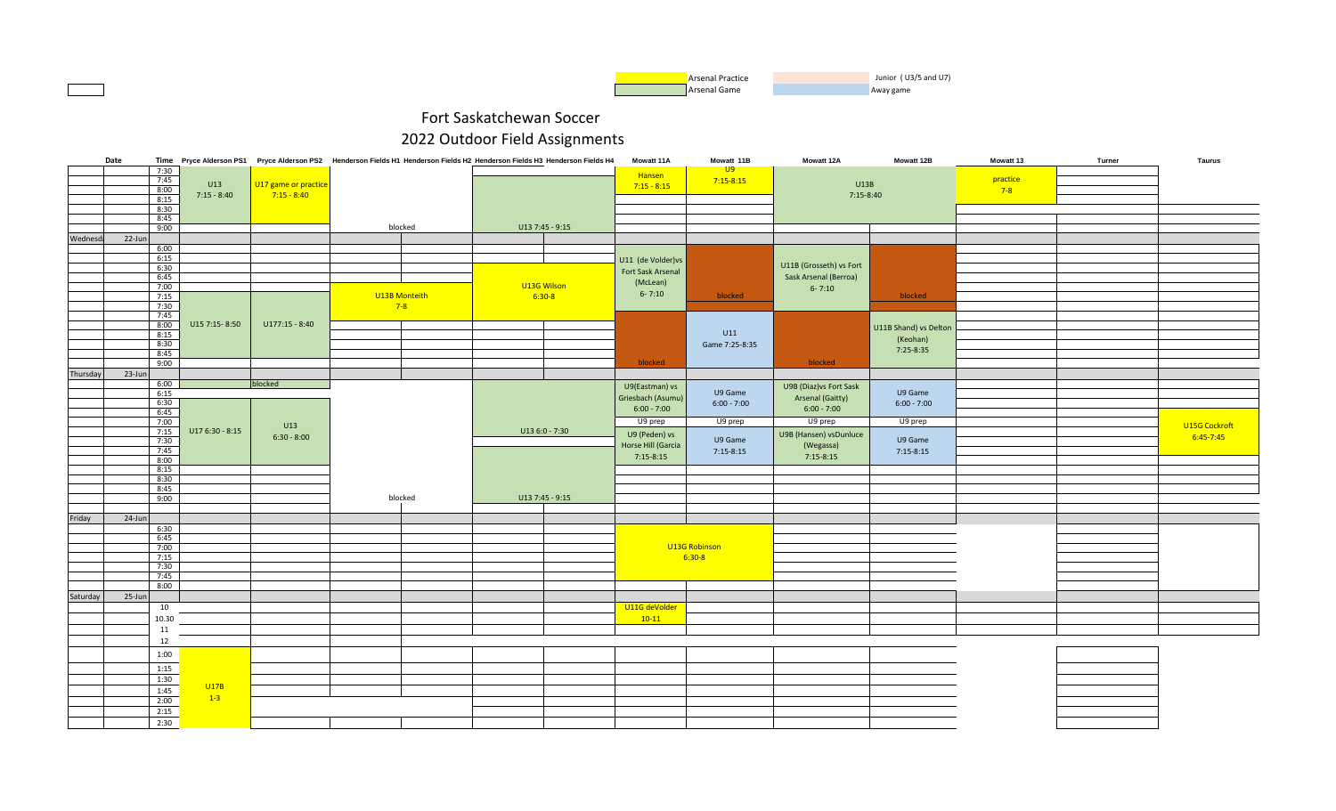| | Arsenal Practice | | Junior ( U3/5 and U7) |
|---|---|---|---|
| | Arsenal Game | | Away game |

# Fort Saskatchewan Soccer

## 2022 Outdoor Field Assignments

| Date | | Time | Pryce Alderson PS1 | Pryce Alderson PS2 | Henderson Fields H1 | Henderson Fields H2 | Henderson Fields H3 | Henderson Fields H4 | Mowatt 11A | Mowatt 11B | Mowatt 12A | Mowatt 12B | Mowatt 13 | Turner | Taurus |
|---|---|---|---|---|---|---|---|---|---|---|---|---|---|---|---|
| | | 7:30 | | | | | | | | U9 | | | | | |
| | | 7:45 | U13 | U17 game or practice | | | | | Hansen | 7:15-8:15 | U13B | | practice | | |
| | | 8:00 | 7:15 - 8:40 | 7:15 - 8:40 | | | | | 7:15 - 8:15 | | 7:15-8:40 | | 7-8 | | |
| | | 8:15 | | | | | | | | | | | | | |
| | | 8:30 | | | | | | | | | | | | | |
| | | 8:45 | | | | | | | | | | | | | |
| | | 9:00 | | | blocked | | U13 7:45 - 9:15 | | | | | | | | |
| Wednesday | 22-Jun | | | | | | | | | | | | | | |
| | | 6:00 | | | | | | | | | | | | | |
| | | 6:15 | | | | | | | U11 (de Volder)vs | | U11B (Grosseth) vs Fort | | | | |
| | | 6:30 | | | | | | | Fort Sask Arsenal | | Sask Arsenal (Berroa) | | | | |
| | | 6:45 | | | | | U13G Wilson | | (McLean) | | 6- 7:10 | | | | |
| | | 7:00 | | | U13B Monteith | | 6:30-8 | | 6- 7:10 | | | | | | |
| | | 7:15 | | | 7-8 | | | | | blocked | | blocked | | | |
| | | 7:30 | | | | | | | | | | | | | |
| | | 7:45 | | | | | | | | | | | | | |
| | | 8:00 | U15 7:15- 8:50 | U177:15 - 8:40 | | | | | | U11 | | U11B Shand) vs Delton | | | |
| | | 8:15 | | | | | | | | Game 7:25-8:35 | | (Keohan) | | | |
| | | 8:30 | | | | | | | | | | 7:25-8:35 | | | |
| | | 8:45 | | | | | | | | | | | | | |
| | | 9:00 | | | | | | | blocked | | blocked | | | | |
| Thursday | 23-Jun | | | | | | | | | | | | | | |
| | | 6:00 | | blocked | | | | | U9(Eastman) vs | U9 Game | U9B (Diaz)vs Fort Sask | U9 Game | | | |
| | | 6:15 | | | | | | | Griesbach (Asumu) | 6:00 - 7:00 | Arsenal (Gaitty) | 6:00 - 7:00 | | | |
| | | 6:30 | | | | | | | 6:00 - 7:00 | | 6:00 - 7:00 | | | | |
| | | 6:45 | | | | | | | U9 prep | U9 prep | U9 prep | U9 prep | | | |
| | | 7:00 | | U13 | | | | | | | | | | | U15G Cockroft |
| | | 7:15 | U17 6:30 - 8:15 | 6:30 - 8:00 | | | U13 6:0 - 7:30 | | U9 (Peden) vs | U9 Game | U9B (Hansen) vsDunluce | U9 Game | | | 6:45-7:45 |
| | | 7:30 | | | | | | | Horse Hill (Garcia | 7:15-8:15 | (Wegassa) | 7:15-8:15 | | | |
| | | 7:45 | | | | | | | 7:15-8:15 | | 7:15-8:15 | | | | |
| | | 8:00 | | | | | | | | | | | | | |
| | | 8:15 | | | | | | | | | | | | | |
| | | 8:30 | | | | | | | | | | | | | |
| | | 8:45 | | | | | | | | | | | | | |
| | | 9:00 | | | blocked | | U13 7:45 - 9:15 | | | | | | | | |
| Friday | 24-Jun | | | | | | | | | | | | | | |
| | | 6:30 | | | | | | | | | | | | | |
| | | 6:45 | | | | | | | | | | | | | |
| | | 7:00 | | | | | | | U13G Robinson | | | | | | |
| | | 7:15 | | | | | | | 6:30-8 | | | | | | |
| | | 7:30 | | | | | | | | | | | | | |
| | | 7:45 | | | | | | | | | | | | | |
| | | 8:00 | | | | | | | | | | | | | |
| Saturday | 25-Jun | | | | | | | | | | | | | | |
| | | 10 | | | | | | | U11G deVolder | | | | | | |
| | | 10.30 | | | | | | | 10-11 | | | | | | |
| | | 11 | | | | | | | | | | | | | |
| | | 12 | | | | | | | | | | | | | |
| | | 1:00 | | | | | | | | | | | | | |
| | | 1:15 | | | | | | | | | | | | | |
| | | 1:30 | U17B | | | | | | | | | | | | |
| | | 1:45 | 1-3 | | | | | | | | | | | | |
| | | 2:00 | | | | | | | | | | | | | |
| | | 2:15 | | | | | | | | | | | | | |
| | | 2:30 | | | | | | | | | | | | | |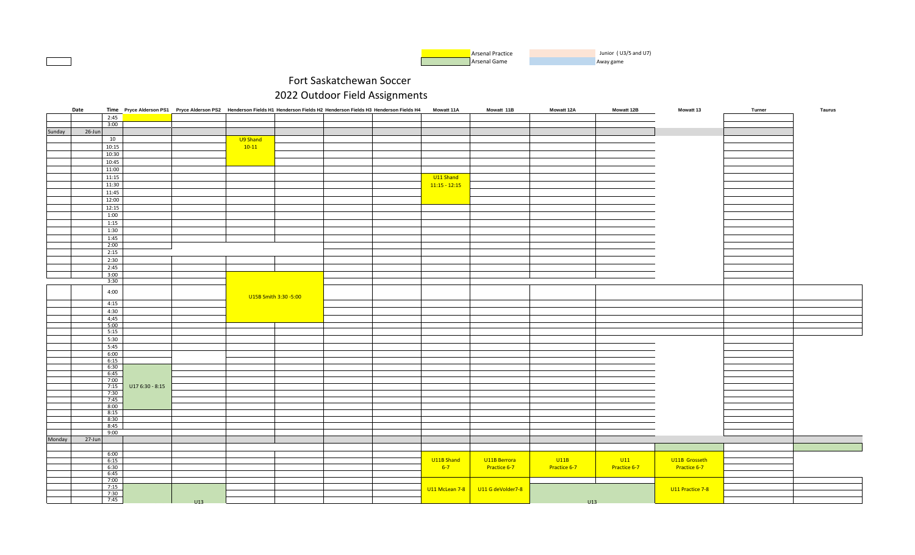Arsenal Practice | Junior ( U3/5 and U7)
Arsenal Game | Away game

# Fort Saskatchewan Soccer
## 2022 Outdoor Field Assignments

| | Date | Time | Pryce Alderson PS1 | Pryce Alderson PS2 | Henderson Fields H1 | Henderson Fields H2 | Henderson Fields H3 | Henderson Fields H4 | Mowatt 11A | Mowatt 11B | Mowatt 12A | Mowatt 12B | Mowatt 13 | Turner | Taurus |
|---|---|---|---|---|---|---|---|---|---|---|---|---|---|---|---|
| | | 2:45 | | | | | | | | | | | | | |
| | | 3:00 | | | | | | | | | | | | | |
| Sunday | 26-Jun | | | | | | | | | | | | | | |
| | | 10 | | | U9 Shand 10-11 | | | | | | | | | | |
| | | 10:15 | | | | | | | | | | | | | |
| | | 10:30 | | | | | | | | | | | | | |
| | | 10:45 | | | | | | | | | | | | | |
| | | 11:00 | | | | | | | | | | | | | |
| | | 11:15 | | | | | | | U11 Shand 11:15 - 12:15 | | | | | | |
| | | 11:30 | | | | | | | | | | | | | |
| | | 11:45 | | | | | | | | | | | | | |
| | | 12:00 | | | | | | | | | | | | | |
| | | 12:15 | | | | | | | | | | | | | |
| | | 1:00 | | | | | | | | | | | | | |
| | | 1:15 | | | | | | | | | | | | | |
| | | 1:30 | | | | | | | | | | | | | |
| | | 1:45 | | | | | | | | | | | | | |
| | | 2:00 | | | | | | | | | | | | | |
| | | 2:15 | | | | | | | | | | | | | |
| | | 2:30 | | | | | | | | | | | | | |
| | | 2:45 | | | | | | | | | | | | | |
| | | 3:00 | | | | | | | | | | | | | |
| | | 3:30 | | | U15B Smith 3:30 -5:00 | | | | | | | | | | |
| | | 4:00 | | | | | | | | | | | | | |
| | | 4:15 | | | | | | | | | | | | | |
| | | 4:30 | | | | | | | | | | | | | |
| | | 4:45 | | | | | | | | | | | | | |
| | | 5:00 | | | | | | | | | | | | | |
| | | 5:15 | | | | | | | | | | | | | |
| | | 5:30 | | | | | | | | | | | | | |
| | | 5:45 | | | | | | | | | | | | | |
| | | 6:00 | | | | | | | | | | | | | |
| | | 6:15 | | | | | | | | | | | | | |
| | | 6:30 | U17 6:30 - 8:15 | | | | | | | | | | | | |
| | | 6:45 | | | | | | | | | | | | | |
| | | 7:00 | | | | | | | | | | | | | |
| | | 7:15 | | | | | | | | | | | | | |
| | | 7:30 | | | | | | | | | | | | | |
| | | 7:45 | | | | | | | | | | | | | |
| | | 8:00 | | | | | | | | | | | | | |
| | | 8:15 | | | | | | | | | | | | | |
| | | 8:30 | | | | | | | | | | | | | |
| | | 8:45 | | | | | | | | | | | | | |
| | | 9:00 | | | | | | | | | | | | | |
| Monday | 27-Jun | | | | | | | | | | | | | | |
| | | 6:00 | | | | | | | | | | | | | |
| | | 6:15 | | | | | | | U11B Shand 6-7 | U11B Berrora Practice 6-7 | U11B Practice 6-7 | U11 Practice 6-7 | U11B Grosseth Practice 6-7 | | |
| | | 6:30 | | | | | | | | | | | | | |
| | | 6:45 | | | | | | | | | | | | | |
| | | 7:00 | | | | | | | | | | | | | |
| | | 7:15 | U13 | | | | | | U11 McLean 7-8 | U11 G deVolder7-8 | U13 | | U11 Practice 7-8 | | |
| | | 7:30 | | | | | | | | | | | | | |
| | | 7:45 | | | | | | | | | | | | | |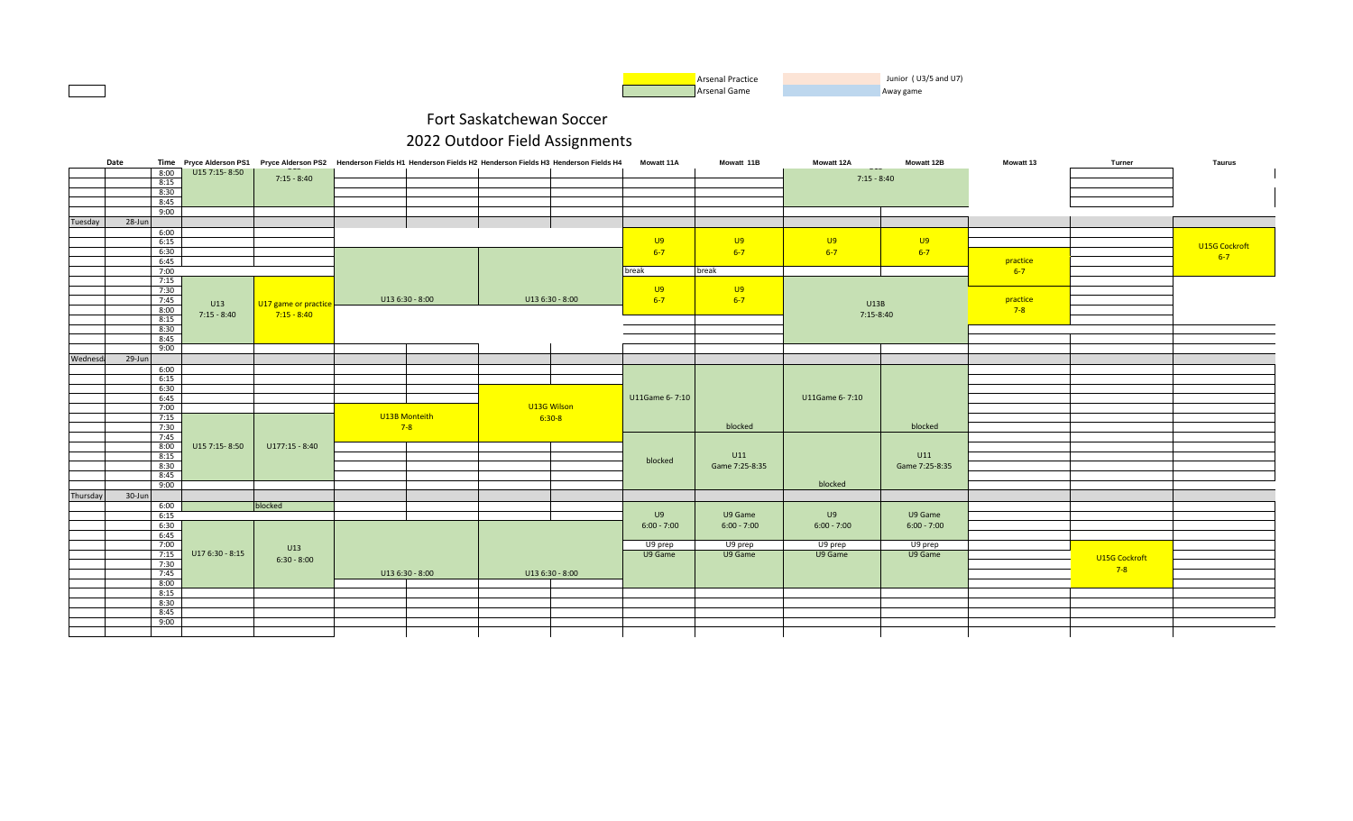Arsenal Practice

Arsenal Game

Junior ( U3/5 and U7)

Away game

# Fort Saskatchewan Soccer

## 2022 Outdoor Field Assignments

| Date | | Time | Pryce Alderson PS1 | Pryce Alderson PS2 | Henderson Fields H1 | Henderson Fields H2 | Henderson Fields H3 | Henderson Fields H4 | Mowatt 11A | Mowatt 11B | Mowatt 12A | Mowatt 12B | Mowatt 13 | Turner | Taurus |
|---|---|---|---|---|---|---|---|---|---|---|---|---|---|---|---|
| | | 8:00 | U15 7:15- 8:50 | 7:15 - 8:40 | | | | | | | 7:15 - 8:40 | | | | |
| | | 8:15 | | | | | | | | | | | | | |
| | | 8:30 | | | | | | | | | | | | | |
| | | 8:45 | | | | | | | | | | | | | |
| | | 9:00 | | | | | | | | | | | | | |
| Tuesday | 28-Jun | | | | | | | | | | | | | | |
| | | 6:00 | | | | | | | | | | | | | |
| | | 6:15 | | | | | | | U9 6-7 | U9 6-7 | U9 6-7 | U9 6-7 | | | U15G Cockroft 6-7 |
| | | 6:30 | | | | | | | | | | | practice 6-7 | | |
| | | 6:45 | | | | | | | | | | | | | |
| | | 7:00 | | | | | | | break | break | | | | | |
| | | 7:15 | | | | | | | | | | | | | |
| | | 7:30 | | | U13 6:30 - 8:00 | | U13 6:30 - 8:00 | | U9 6-7 | U9 6-7 | U13B 7:15-8:40 | | | | |
| | | 7:45 | U13 7:15 - 8:40 | U17 game or practice 7:15 - 8:40 | | | | | | | | | practice 7-8 | | |
| | | 8:00 | | | | | | | | | | | | | |
| | | 8:15 | | | | | | | | | | | | | |
| | | 8:30 | | | | | | | | | | | | | |
| | | 8:45 | | | | | | | | | | | | | |
| | | 9:00 | | | | | | | | | | | | | |
| Wednesday | 29-Jun | | | | | | | | | | | | | | |
| | | 6:00 | | | | | | | | | | | | | |
| | | 6:15 | | | | | | | | | | | | | |
| | | 6:30 | | | | | | | | | | | | | |
| | | 6:45 | | | | | U13G Wilson 6:30-8 | | U11Game 6- 7:10 | | U11Game 6- 7:10 | | | | |
| | | 7:00 | | | | | | | | | | | | | |
| | | 7:15 | | | U13B Monteith 7-8 | | | | | | | | | | |
| | | 7:30 | | | | | | | | blocked | | blocked | | | |
| | | 7:45 | | | | | | | | | | | | | |
| | | 8:00 | U15 7:15- 8:50 | U177:15 - 8:40 | | | | | | | | | | | |
| | | 8:15 | | | | | | | blocked | U11 Game 7:25-8:35 | | U11 Game 7:25-8:35 | | | |
| | | 8:30 | | | | | | | | | | | | | |
| | | 8:45 | | | | | | | | | | | | | |
| | | 9:00 | | | | | | | | | blocked | | | | |
| Thursday | 30-Jun | | | | | | | | | | | | | | |
| | | 6:00 | | blocked | | | | | | | | | | | |
| | | 6:15 | | | | | | | U9 6:00 - 7:00 | U9 Game 6:00 - 7:00 | U9 6:00 - 7:00 | U9 Game 6:00 - 7:00 | | | |
| | | 6:30 | | | | | | | | | | | | | |
| | | 6:45 | | | | | | | | | | | | | |
| | | 7:00 | | U13 6:30 - 8:00 | | | | | U9 prep | U9 prep | U9 prep | U9 prep | | | |
| | | 7:15 | U17 6:30 - 8:15 | | | | | | U9 Game | U9 Game | U9 Game | U9 Game | | U15G Cockroft 7-8 | |
| | | 7:30 | | | | | | | | | | | | | |
| | | 7:45 | | | U13 6:30 - 8:00 | | U13 6:30 - 8:00 | | | | | | | | |
| | | 8:00 | | | | | | | | | | | | | |
| | | 8:15 | | | | | | | | | | | | | |
| | | 8:30 | | | | | | | | | | | | | |
| | | 8:45 | | | | | | | | | | | | | |
| | | 9:00 | | | | | | | | | | | | | |